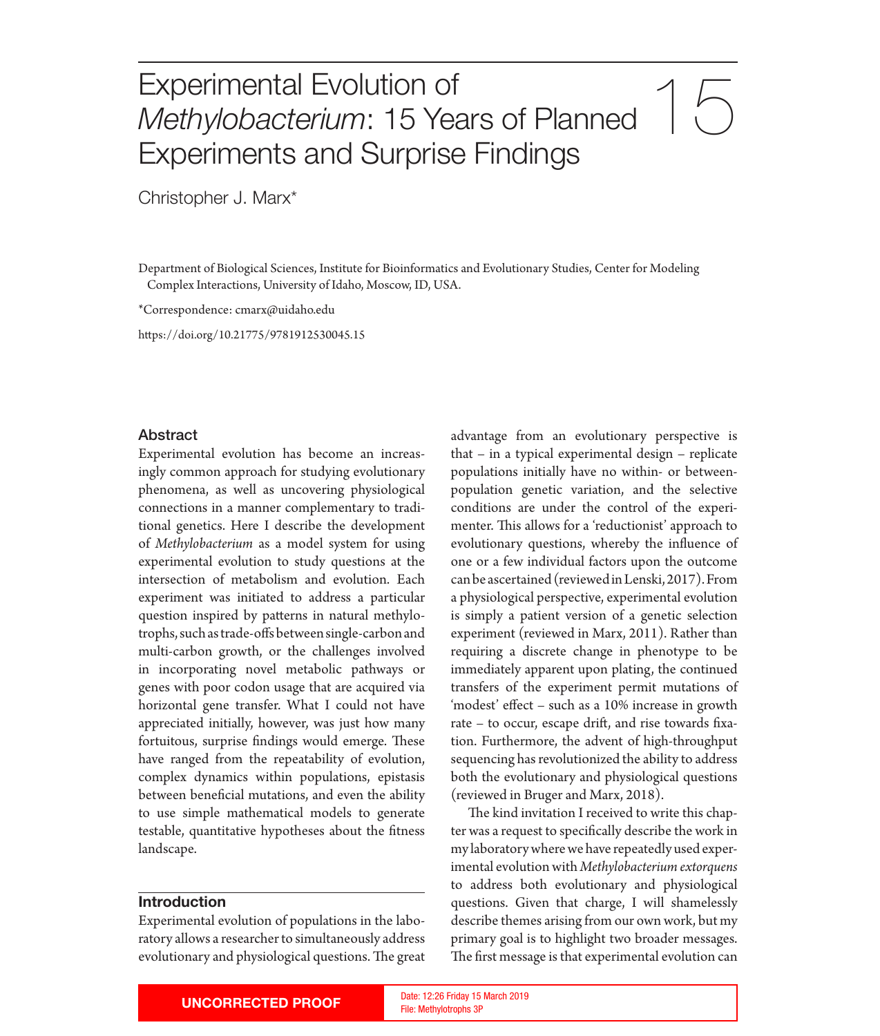# Experimental Evolution of *Methylobacterium*: 15 Years of Planned Experiments and Surprise Findings

15

Christopher J. Marx*

Department of Biological Sciences, Institute for Bioinformatics and Evolutionary Studies, Center for Modeling Complex Interactions, University of Idaho, Moscow, ID, USA.

*Correspondence: cmarx@uidaho.edu

https://doi.org/10.21775/9781912530045.15

## Abstract

Experimental evolution has become an increasingly common approach for studying evolutionary phenomena, as well as uncovering physiological connections in a manner complementary to traditional genetics. Here I describe the development of *Methylobacterium* as a model system for using experimental evolution to study questions at the intersection of metabolism and evolution. Each experiment was initiated to address a particular question inspired by patterns in natural methylotrophs, such as trade-offs between single-carbon and multi-carbon growth, or the challenges involved in incorporating novel metabolic pathways or genes with poor codon usage that are acquired via horizontal gene transfer. What I could not have appreciated initially, however, was just how many fortuitous, surprise findings would emerge. These have ranged from the repeatability of evolution, complex dynamics within populations, epistasis between beneficial mutations, and even the ability to use simple mathematical models to generate testable, quantitative hypotheses about the fitness landscape.

## Introduction

Experimental evolution of populations in the laboratory allows a researcher to simultaneously address evolutionary and physiological questions. The great advantage from an evolutionary perspective is that – in a typical experimental design – replicate populations initially have no within- or between-population genetic variation, and the selective conditions are under the control of the experimenter. This allows for a 'reductionist' approach to evolutionary questions, whereby the influence of one or a few individual factors upon the outcome can be ascertained (reviewed in Lenski, 2017). From a physiological perspective, experimental evolution is simply a patient version of a genetic selection experiment (reviewed in Marx, 2011). Rather than requiring a discrete change in phenotype to be immediately apparent upon plating, the continued transfers of the experiment permit mutations of 'modest' effect – such as a 10% increase in growth rate – to occur, escape drift, and rise towards fixation. Furthermore, the advent of high-throughput sequencing has revolutionized the ability to address both the evolutionary and physiological questions (reviewed in Bruger and Marx, 2018).

The kind invitation I received to write this chapter was a request to specifically describe the work in my laboratory where we have repeatedly used experimental evolution with *Methylobacterium extorquens* to address both evolutionary and physiological questions. Given that charge, I will shamelessly describe themes arising from our own work, but my primary goal is to highlight two broader messages. The first message is that experimental evolution can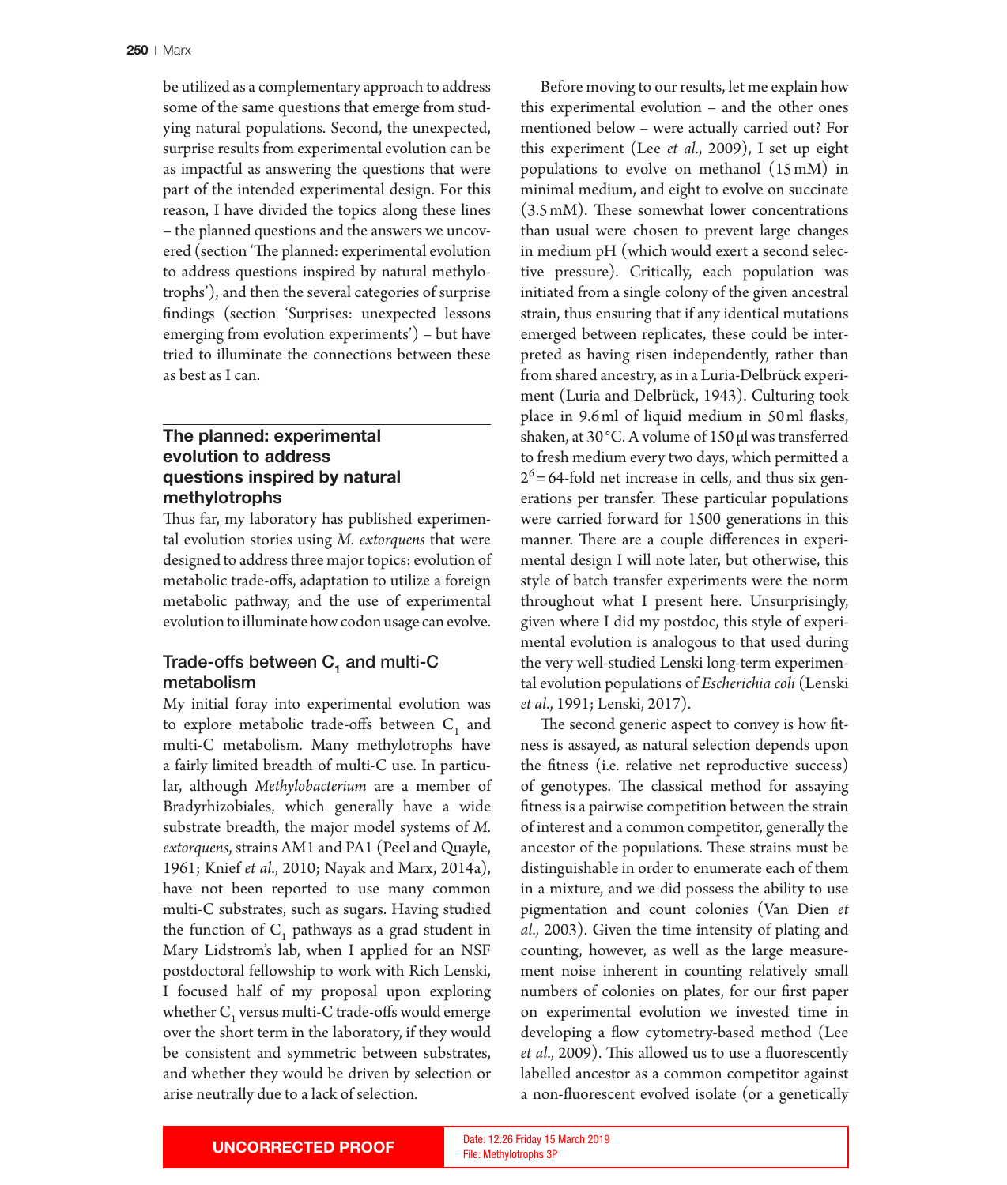be utilized as a complementary approach to address some of the same questions that emerge from studying natural populations. Second, the unexpected, surprise results from experimental evolution can be as impactful as answering the questions that were part of the intended experimental design. For this reason, I have divided the topics along these lines – the planned questions and the answers we uncovered (section 'The planned: experimental evolution to address questions inspired by natural methylotrophs'), and then the several categories of surprise findings (section 'Surprises: unexpected lessons emerging from evolution experiments') – but have tried to illuminate the connections between these as best as I can.

## The planned: experimental evolution to address questions inspired by natural methylotrophs

Thus far, my laboratory has published experimental evolution stories using *M. extorquens* that were designed to address three major topics: evolution of metabolic trade-offs, adaptation to utilize a foreign metabolic pathway, and the use of experimental evolution to illuminate how codon usage can evolve.

### Trade-offs between $C_1$ and multi-C metabolism

My initial foray into experimental evolution was to explore metabolic trade-offs between $C_1$ and multi-C metabolism. Many methylotrophs have a fairly limited breadth of multi-C use. In particular, although *Methylobacterium* are a member of Bradyrhizobiales, which generally have a wide substrate breadth, the major model systems of *M. extorquens*, strains AM1 and PA1 (Peel and Quayle, 1961; Knief *et al*., 2010; Nayak and Marx, 2014a), have not been reported to use many common multi-C substrates, such as sugars. Having studied the function of $C_1$ pathways as a grad student in Mary Lidstrom's lab, when I applied for an NSF postdoctoral fellowship to work with Rich Lenski, I focused half of my proposal upon exploring whether $C_1$ versus multi-C trade-offs would emerge over the short term in the laboratory, if they would be consistent and symmetric between substrates, and whether they would be driven by selection or arise neutrally due to a lack of selection.

Before moving to our results, let me explain how this experimental evolution – and the other ones mentioned below – were actually carried out? For this experiment (Lee *et al*., 2009), I set up eight populations to evolve on methanol (15 mM) in minimal medium, and eight to evolve on succinate (3.5 mM). These somewhat lower concentrations than usual were chosen to prevent large changes in medium pH (which would exert a second selective pressure). Critically, each population was initiated from a single colony of the given ancestral strain, thus ensuring that if any identical mutations emerged between replicates, these could be interpreted as having risen independently, rather than from shared ancestry, as in a Luria-Delbrück experiment (Luria and Delbrück, 1943). Culturing took place in 9.6 ml of liquid medium in 50 ml flasks, shaken, at 30 °C. A volume of 150 µl was transferred to fresh medium every two days, which permitted a $2^6 = 64$-fold net increase in cells, and thus six generations per transfer. These particular populations were carried forward for 1500 generations in this manner. There are a couple differences in experimental design I will note later, but otherwise, this style of batch transfer experiments were the norm throughout what I present here. Unsurprisingly, given where I did my postdoc, this style of experimental evolution is analogous to that used during the very well-studied Lenski long-term experimental evolution populations of *Escherichia coli* (Lenski *et al*., 1991; Lenski, 2017).

The second generic aspect to convey is how fitness is assayed, as natural selection depends upon the fitness (i.e. relative net reproductive success) of genotypes. The classical method for assaying fitness is a pairwise competition between the strain of interest and a common competitor, generally the ancestor of the populations. These strains must be distinguishable in order to enumerate each of them in a mixture, and we did possess the ability to use pigmentation and count colonies (Van Dien *et al*., 2003). Given the time intensity of plating and counting, however, as well as the large measurement noise inherent in counting relatively small numbers of colonies on plates, for our first paper on experimental evolution we invested time in developing a flow cytometry-based method (Lee *et al*., 2009). This allowed us to use a fluorescently labelled ancestor as a common competitor against a non-fluorescent evolved isolate (or a genetically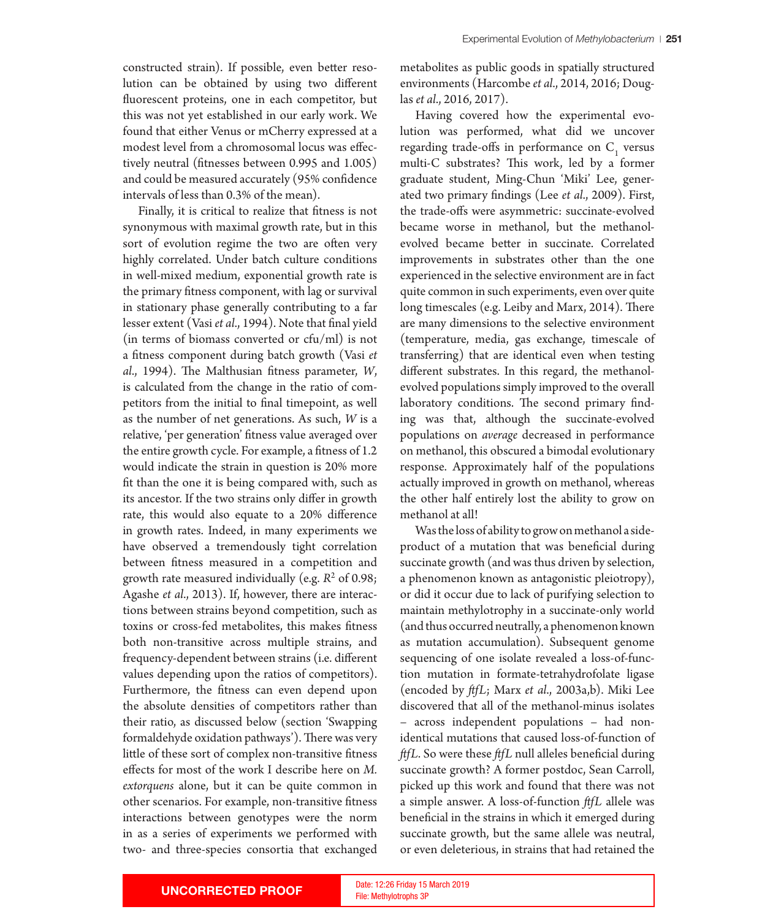constructed strain). If possible, even better resolution can be obtained by using two different fluorescent proteins, one in each competitor, but this was not yet established in our early work. We found that either Venus or mCherry expressed at a modest level from a chromosomal locus was effectively neutral (fitnesses between 0.995 and 1.005) and could be measured accurately (95% confidence intervals of less than 0.3% of the mean).

Finally, it is critical to realize that fitness is not synonymous with maximal growth rate, but in this sort of evolution regime the two are often very highly correlated. Under batch culture conditions in well-mixed medium, exponential growth rate is the primary fitness component, with lag or survival in stationary phase generally contributing to a far lesser extent (Vasi *et al*., 1994). Note that final yield (in terms of biomass converted or cfu/ml) is not a fitness component during batch growth (Vasi *et al*., 1994). The Malthusian fitness parameter, *W*, is calculated from the change in the ratio of competitors from the initial to final timepoint, as well as the number of net generations. As such, *W* is a relative, 'per generation' fitness value averaged over the entire growth cycle. For example, a fitness of 1.2 would indicate the strain in question is 20% more fit than the one it is being compared with, such as its ancestor. If the two strains only differ in growth rate, this would also equate to a 20% difference in growth rates. Indeed, in many experiments we have observed a tremendously tight correlation between fitness measured in a competition and growth rate measured individually (e.g. $R^2$ of 0.98; Agashe *et al*., 2013). If, however, there are interactions between strains beyond competition, such as toxins or cross-fed metabolites, this makes fitness both non-transitive across multiple strains, and frequency-dependent between strains (i.e. different values depending upon the ratios of competitors). Furthermore, the fitness can even depend upon the absolute densities of competitors rather than their ratio, as discussed below (section 'Swapping formaldehyde oxidation pathways'). There was very little of these sort of complex non-transitive fitness effects for most of the work I describe here on *M. extorquens* alone, but it can be quite common in other scenarios. For example, non-transitive fitness interactions between genotypes were the norm in as a series of experiments we performed with two- and three-species consortia that exchanged metabolites as public goods in spatially structured environments (Harcombe *et al*., 2014, 2016; Douglas *et al*., 2016, 2017).

Having covered how the experimental evolution was performed, what did we uncover regarding trade-offs in performance on $C_1$ versus multi-C substrates? This work, led by a former graduate student, Ming-Chun 'Miki' Lee, generated two primary findings (Lee *et al*., 2009). First, the trade-offs were asymmetric: succinate-evolved became worse in methanol, but the methanol-evolved became better in succinate. Correlated improvements in substrates other than the one experienced in the selective environment are in fact quite common in such experiments, even over quite long timescales (e.g. Leiby and Marx, 2014). There are many dimensions to the selective environment (temperature, media, gas exchange, timescale of transferring) that are identical even when testing different substrates. In this regard, the methanol-evolved populations simply improved to the overall laboratory conditions. The second primary finding was that, although the succinate-evolved populations on *average* decreased in performance on methanol, this obscured a bimodal evolutionary response. Approximately half of the populations actually improved in growth on methanol, whereas the other half entirely lost the ability to grow on methanol at all!

Was the loss of ability to grow on methanol a side-product of a mutation that was beneficial during succinate growth (and was thus driven by selection, a phenomenon known as antagonistic pleiotropy), or did it occur due to lack of purifying selection to maintain methylotrophy in a succinate-only world (and thus occurred neutrally, a phenomenon known as mutation accumulation). Subsequent genome sequencing of one isolate revealed a loss-of-function mutation in formate-tetrahydrofolate ligase (encoded by *ftfL*; Marx *et al*., 2003a,b). Miki Lee discovered that all of the methanol-minus isolates – across independent populations – had non-identical mutations that caused loss-of-function of *ftfL*. So were these *ftfL* null alleles beneficial during succinate growth? A former postdoc, Sean Carroll, picked up this work and found that there was not a simple answer. A loss-of-function *ftfL* allele was beneficial in the strains in which it emerged during succinate growth, but the same allele was neutral, or even deleterious, in strains that had retained the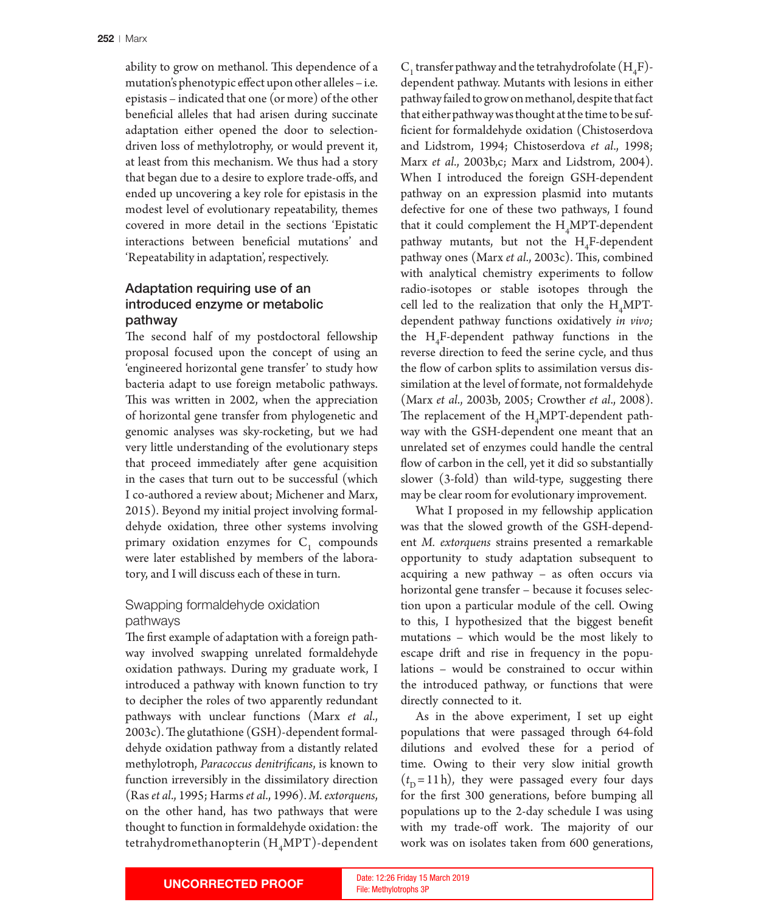ability to grow on methanol. This dependence of a mutation's phenotypic effect upon other alleles – i.e. epistasis – indicated that one (or more) of the other beneficial alleles that had arisen during succinate adaptation either opened the door to selection-driven loss of methylotrophy, or would prevent it, at least from this mechanism. We thus had a story that began due to a desire to explore trade-offs, and ended up uncovering a key role for epistasis in the modest level of evolutionary repeatability, themes covered in more detail in the sections 'Epistatic interactions between beneficial mutations' and 'Repeatability in adaptation', respectively.

## Adaptation requiring use of an introduced enzyme or metabolic pathway

The second half of my postdoctoral fellowship proposal focused upon the concept of using an 'engineered horizontal gene transfer' to study how bacteria adapt to use foreign metabolic pathways. This was written in 2002, when the appreciation of horizontal gene transfer from phylogenetic and genomic analyses was sky-rocketing, but we had very little understanding of the evolutionary steps that proceed immediately after gene acquisition in the cases that turn out to be successful (which I co-authored a review about; Michener and Marx, 2015). Beyond my initial project involving formaldehyde oxidation, three other systems involving primary oxidation enzymes for $C_1$ compounds were later established by members of the laboratory, and I will discuss each of these in turn.

### Swapping formaldehyde oxidation pathways

The first example of adaptation with a foreign pathway involved swapping unrelated formaldehyde oxidation pathways. During my graduate work, I introduced a pathway with known function to try to decipher the roles of two apparently redundant pathways with unclear functions (Marx *et al*., 2003c). The glutathione (GSH)-dependent formaldehyde oxidation pathway from a distantly related methylotroph, *Paracoccus denitrificans*, is known to function irreversibly in the dissimilatory direction (Ras *et al*., 1995; Harms *et al*., 1996). *M. extorquens*, on the other hand, has two pathways that were thought to function in formaldehyde oxidation: the tetrahydromethanopterin ($H_4MPT$)-dependent $C_1$ transfer pathway and the tetrahydrofolate ($H_4F$)-dependent pathway. Mutants with lesions in either pathway failed to grow on methanol, despite that fact that either pathway was thought at the time to be sufficient for formaldehyde oxidation (Chistoserdova and Lidstrom, 1994; Chistoserdova *et al*., 1998; Marx *et al*., 2003b,c; Marx and Lidstrom, 2004). When I introduced the foreign GSH-dependent pathway on an expression plasmid into mutants defective for one of these two pathways, I found that it could complement the $H_4MPT$-dependent pathway mutants, but not the $H_4F$-dependent pathway ones (Marx *et al*., 2003c). This, combined with analytical chemistry experiments to follow radio-isotopes or stable isotopes through the cell led to the realization that only the $H_4MPT$-dependent pathway functions oxidatively *in vivo;* the $H_4F$-dependent pathway functions in the reverse direction to feed the serine cycle, and thus the flow of carbon splits to assimilation versus dissimilation at the level of formate, not formaldehyde (Marx *et al*., 2003b, 2005; Crowther *et al*., 2008). The replacement of the $H_4MPT$-dependent pathway with the GSH-dependent one meant that an unrelated set of enzymes could handle the central flow of carbon in the cell, yet it did so substantially slower (3-fold) than wild-type, suggesting there may be clear room for evolutionary improvement.

What I proposed in my fellowship application was that the slowed growth of the GSH-dependent *M. extorquens* strains presented a remarkable opportunity to study adaptation subsequent to acquiring a new pathway – as often occurs via horizontal gene transfer – because it focuses selection upon a particular module of the cell. Owing to this, I hypothesized that the biggest benefit mutations – which would be the most likely to escape drift and rise in frequency in the populations – would be constrained to occur within the introduced pathway, or functions that were directly connected to it.

As in the above experiment, I set up eight populations that were passaged through 64-fold dilutions and evolved these for a period of time. Owing to their very slow initial growth ($t_D = 11$ h), they were passaged every four days for the first 300 generations, before bumping all populations up to the 2-day schedule I was using with my trade-off work. The majority of our work was on isolates taken from 600 generations,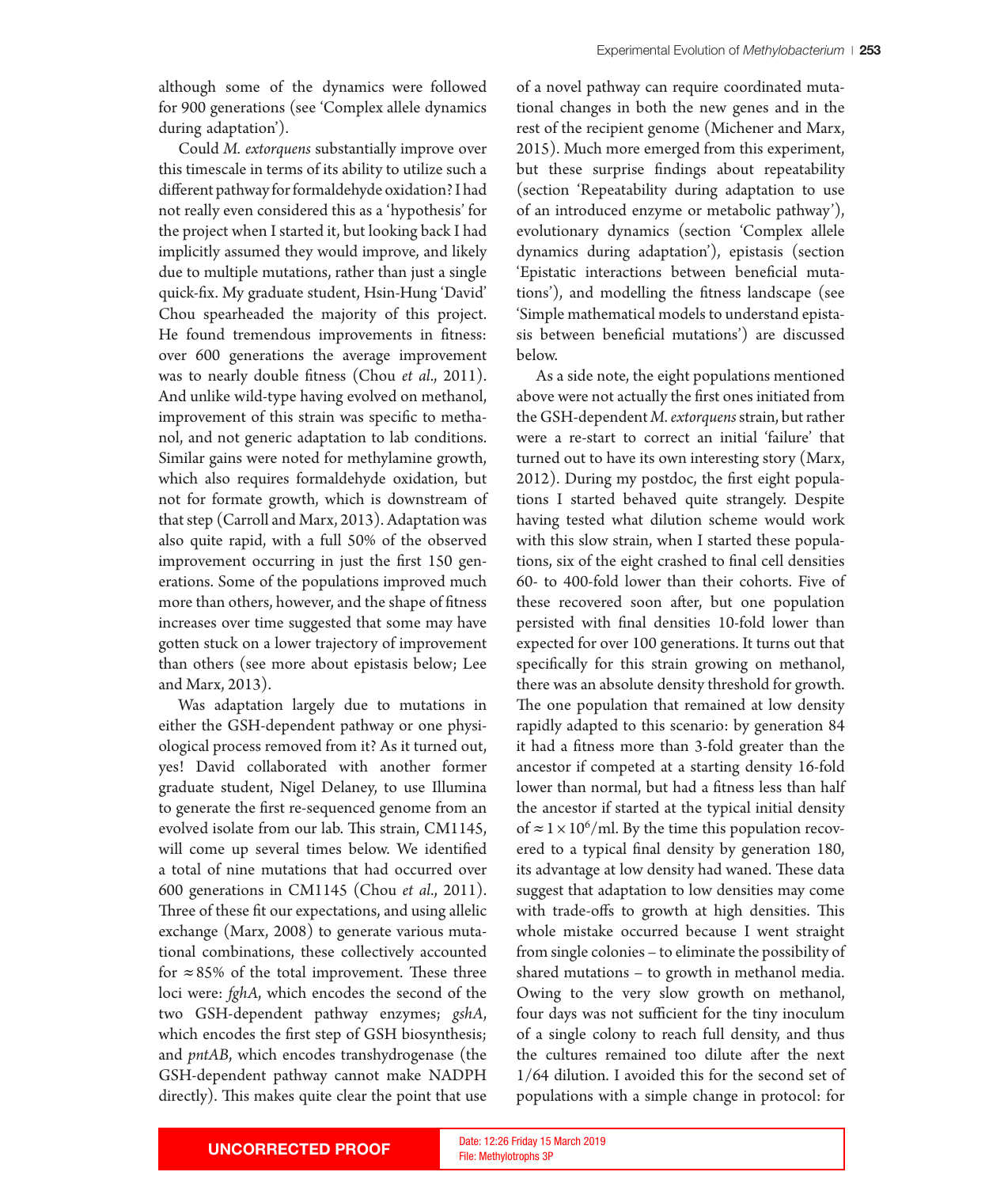although some of the dynamics were followed for 900 generations (see 'Complex allele dynamics during adaptation').

Could *M. extorquens* substantially improve over this timescale in terms of its ability to utilize such a different pathway for formaldehyde oxidation? I had not really even considered this as a 'hypothesis' for the project when I started it, but looking back I had implicitly assumed they would improve, and likely due to multiple mutations, rather than just a single quick-fix. My graduate student, Hsin-Hung 'David' Chou spearheaded the majority of this project. He found tremendous improvements in fitness: over 600 generations the average improvement was to nearly double fitness (Chou *et al*., 2011). And unlike wild-type having evolved on methanol, improvement of this strain was specific to methanol, and not generic adaptation to lab conditions. Similar gains were noted for methylamine growth, which also requires formaldehyde oxidation, but not for formate growth, which is downstream of that step (Carroll and Marx, 2013). Adaptation was also quite rapid, with a full 50% of the observed improvement occurring in just the first 150 generations. Some of the populations improved much more than others, however, and the shape of fitness increases over time suggested that some may have gotten stuck on a lower trajectory of improvement than others (see more about epistasis below; Lee and Marx, 2013).

Was adaptation largely due to mutations in either the GSH-dependent pathway or one physiological process removed from it? As it turned out, yes! David collaborated with another former graduate student, Nigel Delaney, to use Illumina to generate the first re-sequenced genome from an evolved isolate from our lab. This strain, CM1145, will come up several times below. We identified a total of nine mutations that had occurred over 600 generations in CM1145 (Chou *et al*., 2011). Three of these fit our expectations, and using allelic exchange (Marx, 2008) to generate various mutational combinations, these collectively accounted for $\approx 85\%$ of the total improvement. These three loci were: *fghA*, which encodes the second of the two GSH-dependent pathway enzymes; *gshA*, which encodes the first step of GSH biosynthesis; and *pntAB*, which encodes transhydrogenase (the GSH-dependent pathway cannot make NADPH directly). This makes quite clear the point that use of a novel pathway can require coordinated mutational changes in both the new genes and in the rest of the recipient genome (Michener and Marx, 2015). Much more emerged from this experiment, but these surprise findings about repeatability (section 'Repeatability during adaptation to use of an introduced enzyme or metabolic pathway'), evolutionary dynamics (section 'Complex allele dynamics during adaptation'), epistasis (section 'Epistatic interactions between beneficial mutations'), and modelling the fitness landscape (see 'Simple mathematical models to understand epistasis between beneficial mutations') are discussed below.

As a side note, the eight populations mentioned above were not actually the first ones initiated from the GSH-dependent *M. extorquens* strain, but rather were a re-start to correct an initial 'failure' that turned out to have its own interesting story (Marx, 2012). During my postdoc, the first eight populations I started behaved quite strangely. Despite having tested what dilution scheme would work with this slow strain, when I started these populations, six of the eight crashed to final cell densities 60- to 400-fold lower than their cohorts. Five of these recovered soon after, but one population persisted with final densities 10-fold lower than expected for over 100 generations. It turns out that specifically for this strain growing on methanol, there was an absolute density threshold for growth. The one population that remained at low density rapidly adapted to this scenario: by generation 84 it had a fitness more than 3-fold greater than the ancestor if competed at a starting density 16-fold lower than normal, but had a fitness less than half the ancestor if started at the typical initial density of $\approx 1 \times 10^6$/ml. By the time this population recovered to a typical final density by generation 180, its advantage at low density had waned. These data suggest that adaptation to low densities may come with trade-offs to growth at high densities. This whole mistake occurred because I went straight from single colonies – to eliminate the possibility of shared mutations – to growth in methanol media. Owing to the very slow growth on methanol, four days was not sufficient for the tiny inoculum of a single colony to reach full density, and thus the cultures remained too dilute after the next 1/64 dilution. I avoided this for the second set of populations with a simple change in protocol: for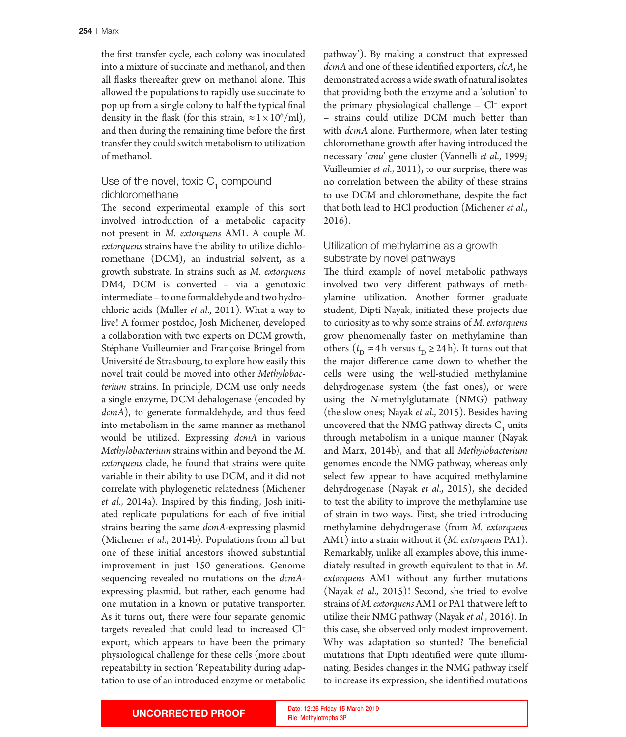the first transfer cycle, each colony was inoculated into a mixture of succinate and methanol, and then all flasks thereafter grew on methanol alone. This allowed the populations to rapidly use succinate to pop up from a single colony to half the typical final density in the flask (for this strain, $\approx 1 \times 10^6$/ml), and then during the remaining time before the first transfer they could switch metabolism to utilization of methanol.

### Use of the novel, toxic $C_1$ compound dichloromethane

The second experimental example of this sort involved introduction of a metabolic capacity not present in *M. extorquens* AM1. A couple *M. extorquens* strains have the ability to utilize dichloromethane (DCM), an industrial solvent, as a growth substrate. In strains such as *M. extorquens* DM4, DCM is converted – via a genotoxic intermediate – to one formaldehyde and two hydrochloric acids (Muller *et al*., 2011). What a way to live! A former postdoc, Josh Michener, developed a collaboration with two experts on DCM growth, Stéphane Vuilleumier and Françoise Bringel from Université de Strasbourg, to explore how easily this novel trait could be moved into other *Methylobacterium* strains. In principle, DCM use only needs a single enzyme, DCM dehalogenase (encoded by *dcmA*), to generate formaldehyde, and thus feed into metabolism in the same manner as methanol would be utilized. Expressing *dcmA* in various *Methylobacterium* strains within and beyond the *M. extorquens* clade, he found that strains were quite variable in their ability to use DCM, and it did not correlate with phylogenetic relatedness (Michener *et al*., 2014a). Inspired by this finding, Josh initiated replicate populations for each of five initial strains bearing the same *dcmA*-expressing plasmid (Michener *et al*., 2014b). Populations from all but one of these initial ancestors showed substantial improvement in just 150 generations. Genome sequencing revealed no mutations on the *dcmA*-expressing plasmid, but rather, each genome had one mutation in a known or putative transporter. As it turns out, there were four separate genomic targets revealed that could lead to increased $Cl^-$ export, which appears to have been the primary physiological challenge for these cells (more about repeatability in section 'Repeatability during adaptation to use of an introduced enzyme or metabolic pathway'). By making a construct that expressed *dcmA* and one of these identified exporters, *clcA*, he demonstrated across a wide swath of natural isolates that providing both the enzyme and a 'solution' to the primary physiological challenge – $Cl^-$ export – strains could utilize DCM much better than with *dcmA* alone. Furthermore, when later testing chloromethane growth after having introduced the necessary '*cmu*' gene cluster (Vannelli *et al*., 1999; Vuilleumier *et al*., 2011), to our surprise, there was no correlation between the ability of these strains to use DCM and chloromethane, despite the fact that both lead to HCl production (Michener *et al*., 2016).

### Utilization of methylamine as a growth substrate by novel pathways

The third example of novel metabolic pathways involved two very different pathways of methylamine utilization. Another former graduate student, Dipti Nayak, initiated these projects due to curiosity as to why some strains of *M. extorquens* grow phenomenally faster on methylamine than others ($t_D \approx 4$ h versus $t_D \geq 24$ h). It turns out that the major difference came down to whether the cells were using the well-studied methylamine dehydrogenase system (the fast ones), or were using the *N*-methylglutamate (NMG) pathway (the slow ones; Nayak *et al*., 2015). Besides having uncovered that the NMG pathway directs $C_1$ units through metabolism in a unique manner (Nayak and Marx, 2014b), and that all *Methylobacterium* genomes encode the NMG pathway, whereas only select few appear to have acquired methylamine dehydrogenase (Nayak *et al*., 2015), she decided to test the ability to improve the methylamine use of strain in two ways. First, she tried introducing methylamine dehydrogenase (from *M. extorquens* AM1) into a strain without it (*M. extorquens* PA1). Remarkably, unlike all examples above, this immediately resulted in growth equivalent to that in *M. extorquens* AM1 without any further mutations (Nayak *et al*., 2015)! Second, she tried to evolve strains of *M. extorquens* AM1 or PA1 that were left to utilize their NMG pathway (Nayak *et al*., 2016). In this case, she observed only modest improvement. Why was adaptation so stunted? The beneficial mutations that Dipti identified were quite illuminating. Besides changes in the NMG pathway itself to increase its expression, she identified mutations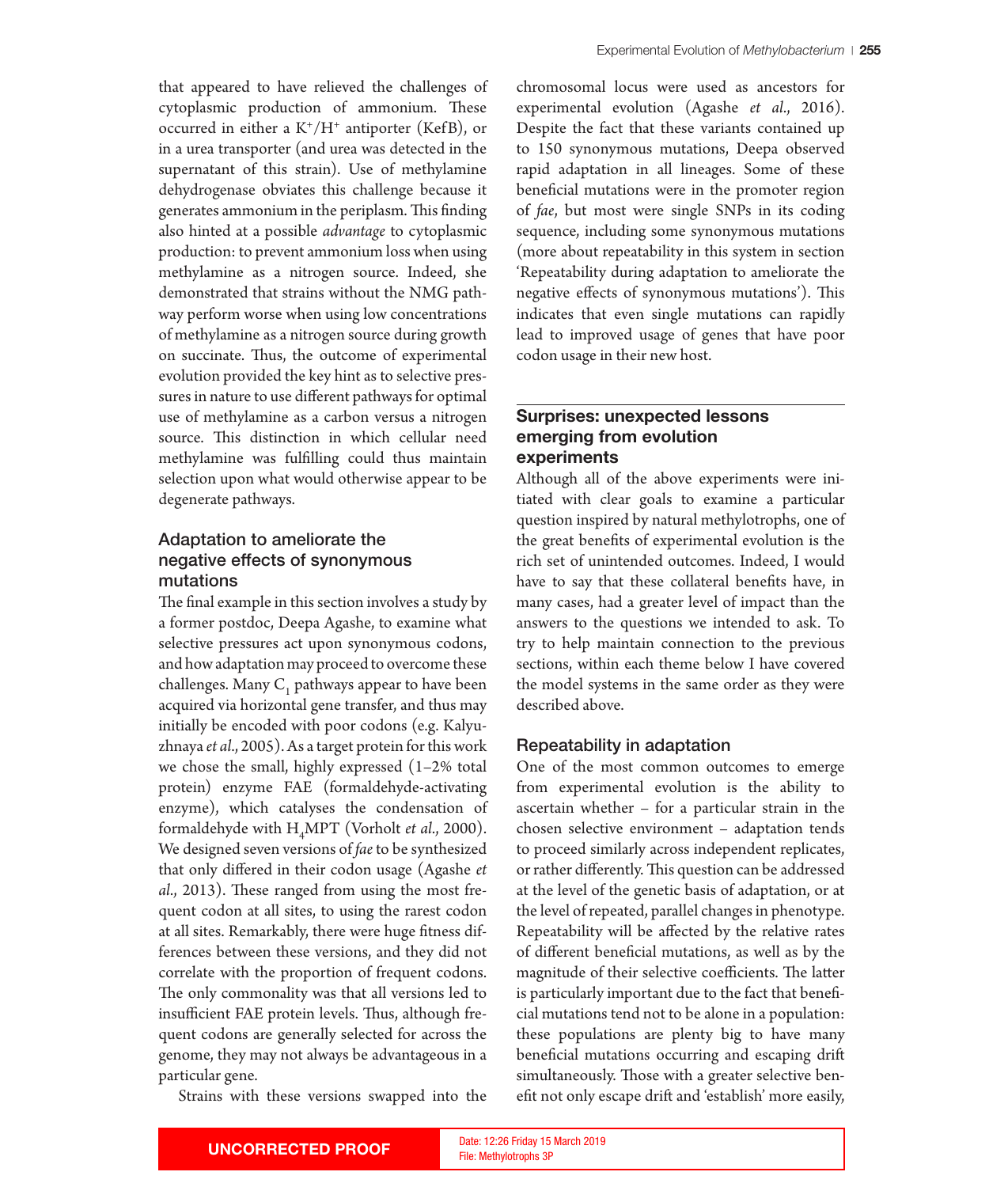that appeared to have relieved the challenges of cytoplasmic production of ammonium. These occurred in either a $K^+/H^+$ antiporter (KefB), or in a urea transporter (and urea was detected in the supernatant of this strain). Use of methylamine dehydrogenase obviates this challenge because it generates ammonium in the periplasm. This finding also hinted at a possible *advantage* to cytoplasmic production: to prevent ammonium loss when using methylamine as a nitrogen source. Indeed, she demonstrated that strains without the NMG pathway perform worse when using low concentrations of methylamine as a nitrogen source during growth on succinate. Thus, the outcome of experimental evolution provided the key hint as to selective pressures in nature to use different pathways for optimal use of methylamine as a carbon versus a nitrogen source. This distinction in which cellular need methylamine was fulfilling could thus maintain selection upon what would otherwise appear to be degenerate pathways.

### Adaptation to ameliorate the negative effects of synonymous mutations

The final example in this section involves a study by a former postdoc, Deepa Agashe, to examine what selective pressures act upon synonymous codons, and how adaptation may proceed to overcome these challenges. Many $C_1$ pathways appear to have been acquired via horizontal gene transfer, and thus may initially be encoded with poor codons (e.g. Kalyuzhnaya *et al.*, 2005). As a target protein for this work we chose the small, highly expressed (1–2% total protein) enzyme FAE (formaldehyde-activating enzyme), which catalyses the condensation of formaldehyde with $H_4MPT$ (Vorholt *et al.*, 2000). We designed seven versions of *fae* to be synthesized that only differed in their codon usage (Agashe *et al.*, 2013). These ranged from using the most frequent codon at all sites, to using the rarest codon at all sites. Remarkably, there were huge fitness differences between these versions, and they did not correlate with the proportion of frequent codons. The only commonality was that all versions led to insufficient FAE protein levels. Thus, although frequent codons are generally selected for across the genome, they may not always be advantageous in a particular gene.

Strains with these versions swapped into the chromosomal locus were used as ancestors for experimental evolution (Agashe *et al.*, 2016). Despite the fact that these variants contained up to 150 synonymous mutations, Deepa observed rapid adaptation in all lineages. Some of these beneficial mutations were in the promoter region of *fae*, but most were single SNPs in its coding sequence, including some synonymous mutations (more about repeatability in this system in section 'Repeatability during adaptation to ameliorate the negative effects of synonymous mutations'). This indicates that even single mutations can rapidly lead to improved usage of genes that have poor codon usage in their new host.

## Surprises: unexpected lessons emerging from evolution experiments

Although all of the above experiments were initiated with clear goals to examine a particular question inspired by natural methylotrophs, one of the great benefits of experimental evolution is the rich set of unintended outcomes. Indeed, I would have to say that these collateral benefits have, in many cases, had a greater level of impact than the answers to the questions we intended to ask. To try to help maintain connection to the previous sections, within each theme below I have covered the model systems in the same order as they were described above.

### Repeatability in adaptation

One of the most common outcomes to emerge from experimental evolution is the ability to ascertain whether – for a particular strain in the chosen selective environment – adaptation tends to proceed similarly across independent replicates, or rather differently. This question can be addressed at the level of the genetic basis of adaptation, or at the level of repeated, parallel changes in phenotype. Repeatability will be affected by the relative rates of different beneficial mutations, as well as by the magnitude of their selective coefficients. The latter is particularly important due to the fact that beneficial mutations tend not to be alone in a population: these populations are plenty big to have many beneficial mutations occurring and escaping drift simultaneously. Those with a greater selective benefit not only escape drift and 'establish' more easily,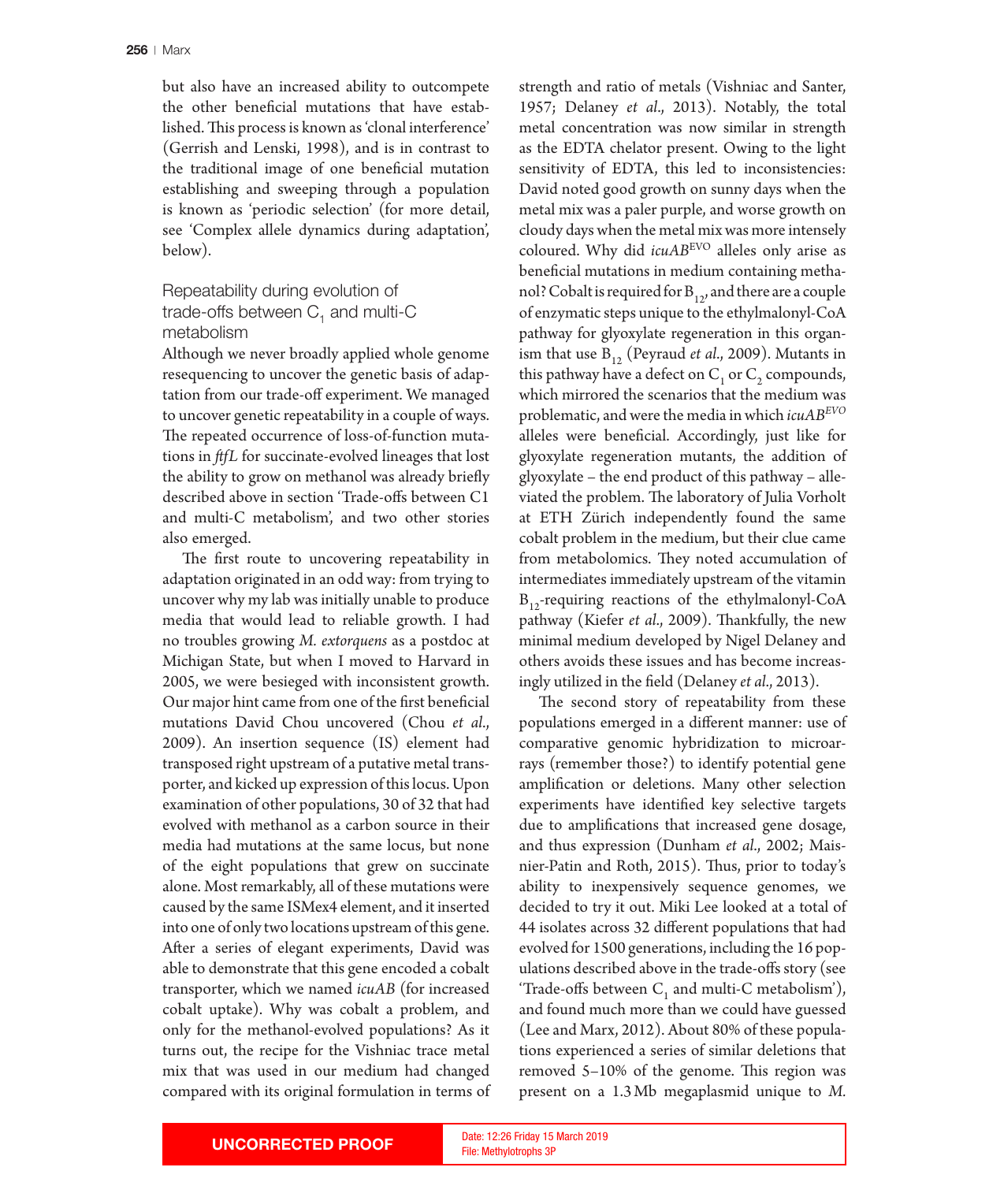but also have an increased ability to outcompete the other beneficial mutations that have established. This process is known as 'clonal interference' (Gerrish and Lenski, 1998), and is in contrast to the traditional image of one beneficial mutation establishing and sweeping through a population is known as 'periodic selection' (for more detail, see 'Complex allele dynamics during adaptation', below).

## Repeatability during evolution of trade-offs between $C_1$ and multi-C metabolism

Although we never broadly applied whole genome resequencing to uncover the genetic basis of adaptation from our trade-off experiment. We managed to uncover genetic repeatability in a couple of ways. The repeated occurrence of loss-of-function mutations in *ftfL* for succinate-evolved lineages that lost the ability to grow on methanol was already briefly described above in section 'Trade-offs between C1 and multi-C metabolism', and two other stories also emerged.

The first route to uncovering repeatability in adaptation originated in an odd way: from trying to uncover why my lab was initially unable to produce media that would lead to reliable growth. I had no troubles growing *M. extorquens* as a postdoc at Michigan State, but when I moved to Harvard in 2005, we were besieged with inconsistent growth. Our major hint came from one of the first beneficial mutations David Chou uncovered (Chou *et al*., 2009). An insertion sequence (IS) element had transposed right upstream of a putative metal transporter, and kicked up expression of this locus. Upon examination of other populations, 30 of 32 that had evolved with methanol as a carbon source in their media had mutations at the same locus, but none of the eight populations that grew on succinate alone. Most remarkably, all of these mutations were caused by the same ISMex4 element, and it inserted into one of only two locations upstream of this gene. After a series of elegant experiments, David was able to demonstrate that this gene encoded a cobalt transporter, which we named *icuAB* (for increased cobalt uptake). Why was cobalt a problem, and only for the methanol-evolved populations? As it turns out, the recipe for the Vishniac trace metal mix that was used in our medium had changed compared with its original formulation in terms of strength and ratio of metals (Vishniac and Santer, 1957; Delaney *et al*., 2013). Notably, the total metal concentration was now similar in strength as the EDTA chelator present. Owing to the light sensitivity of EDTA, this led to inconsistencies: David noted good growth on sunny days when the metal mix was a paler purple, and worse growth on cloudy days when the metal mix was more intensely coloured. Why did *icuAB*$^{EVO}$ alleles only arise as beneficial mutations in medium containing methanol? Cobalt is required for $B_{12}$, and there are a couple of enzymatic steps unique to the ethylmalonyl-CoA pathway for glyoxylate regeneration in this organism that use $B_{12}$ (Peyraud *et al*., 2009). Mutants in this pathway have a defect on $C_1$ or $C_2$ compounds, which mirrored the scenarios that the medium was problematic, and were the media in which *icuAB*$^{EVO}$ alleles were beneficial. Accordingly, just like for glyoxylate regeneration mutants, the addition of glyoxylate – the end product of this pathway – alleviated the problem. The laboratory of Julia Vorholt at ETH Zürich independently found the same cobalt problem in the medium, but their clue came from metabolomics. They noted accumulation of intermediates immediately upstream of the vitamin $B_{12}$-requiring reactions of the ethylmalonyl-CoA pathway (Kiefer *et al*., 2009). Thankfully, the new minimal medium developed by Nigel Delaney and others avoids these issues and has become increasingly utilized in the field (Delaney *et al*., 2013).

The second story of repeatability from these populations emerged in a different manner: use of comparative genomic hybridization to microarrays (remember those?) to identify potential gene amplification or deletions. Many other selection experiments have identified key selective targets due to amplifications that increased gene dosage, and thus expression (Dunham *et al*., 2002; Maisnier-Patin and Roth, 2015). Thus, prior to today's ability to inexpensively sequence genomes, we decided to try it out. Miki Lee looked at a total of 44 isolates across 32 different populations that had evolved for 1500 generations, including the 16 populations described above in the trade-offs story (see 'Trade-offs between $C_1$ and multi-C metabolism'), and found much more than we could have guessed (Lee and Marx, 2012). About 80% of these populations experienced a series of similar deletions that removed 5–10% of the genome. This region was present on a 1.3 Mb megaplasmid unique to *M.*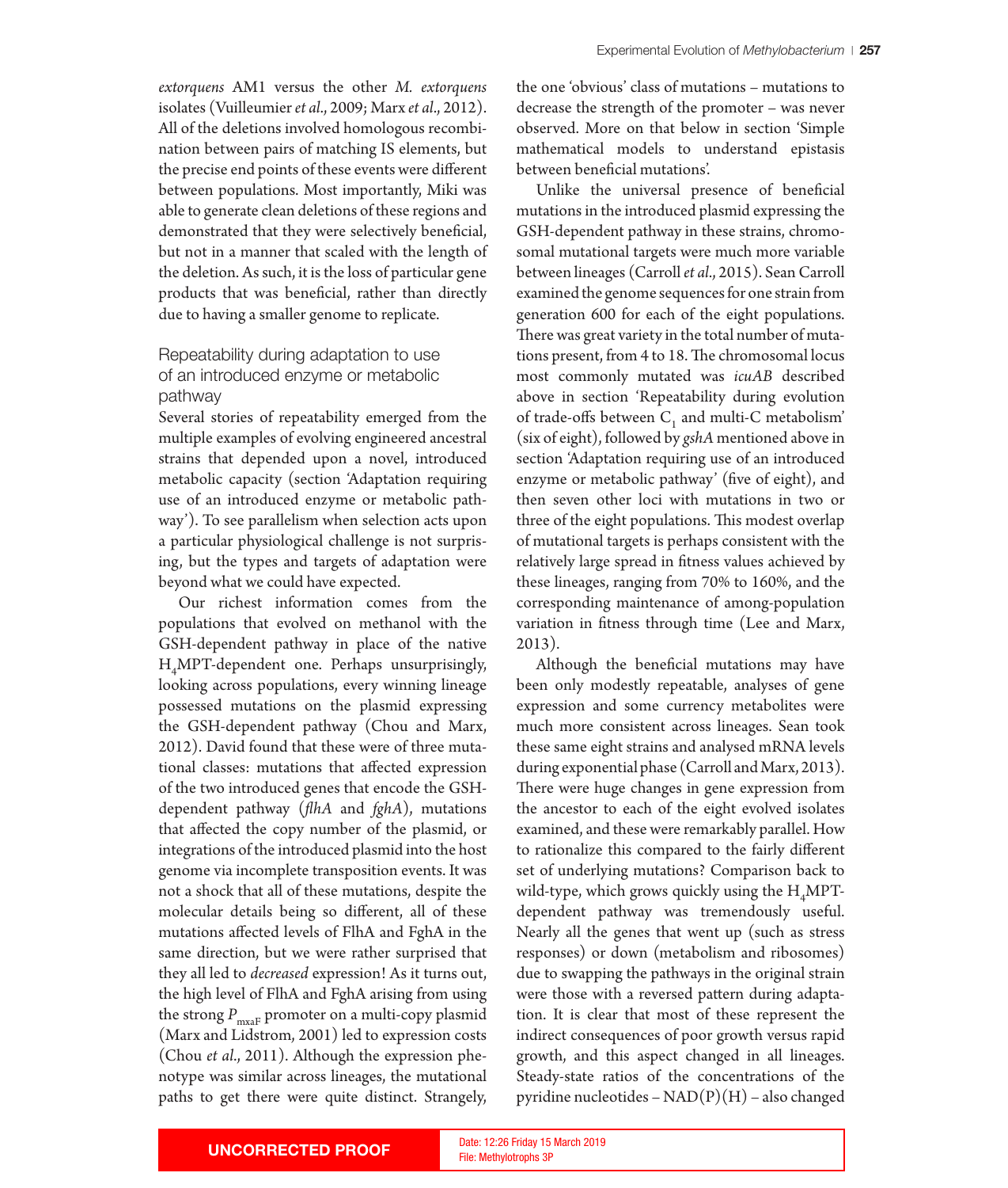extorquens AM1 versus the other *M. extorquens* isolates (Vuilleumier *et al*., 2009; Marx *et al*., 2012). All of the deletions involved homologous recombination between pairs of matching IS elements, but the precise end points of these events were different between populations. Most importantly, Miki was able to generate clean deletions of these regions and demonstrated that they were selectively beneficial, but not in a manner that scaled with the length of the deletion. As such, it is the loss of particular gene products that was beneficial, rather than directly due to having a smaller genome to replicate.

## Repeatability during adaptation to use of an introduced enzyme or metabolic pathway

Several stories of repeatability emerged from the multiple examples of evolving engineered ancestral strains that depended upon a novel, introduced metabolic capacity (section 'Adaptation requiring use of an introduced enzyme or metabolic pathway'). To see parallelism when selection acts upon a particular physiological challenge is not surprising, but the types and targets of adaptation were beyond what we could have expected.

Our richest information comes from the populations that evolved on methanol with the GSH-dependent pathway in place of the native $H_4$MPT-dependent one. Perhaps unsurprisingly, looking across populations, every winning lineage possessed mutations on the plasmid expressing the GSH-dependent pathway (Chou and Marx, 2012). David found that these were of three mutational classes: mutations that affected expression of the two introduced genes that encode the GSH-dependent pathway (*flhA* and *fghA*), mutations that affected the copy number of the plasmid, or integrations of the introduced plasmid into the host genome via incomplete transposition events. It was not a shock that all of these mutations, despite the molecular details being so different, all of these mutations affected levels of FlhA and FghA in the same direction, but we were rather surprised that they all led to *decreased* expression! As it turns out, the high level of FlhA and FghA arising from using the strong $P_{mxaF}$ promoter on a multi-copy plasmid (Marx and Lidstrom, 2001) led to expression costs (Chou *et al*., 2011). Although the expression phenotype was similar across lineages, the mutational paths to get there were quite distinct. Strangely, the one 'obvious' class of mutations – mutations to decrease the strength of the promoter – was never observed. More on that below in section 'Simple mathematical models to understand epistasis between beneficial mutations'.

Unlike the universal presence of beneficial mutations in the introduced plasmid expressing the GSH-dependent pathway in these strains, chromosomal mutational targets were much more variable between lineages (Carroll *et al*., 2015). Sean Carroll examined the genome sequences for one strain from generation 600 for each of the eight populations. There was great variety in the total number of mutations present, from 4 to 18. The chromosomal locus most commonly mutated was *icuAB* described above in section 'Repeatability during evolution of trade-offs between $C_1$ and multi-C metabolism' (six of eight), followed by *gshA* mentioned above in section 'Adaptation requiring use of an introduced enzyme or metabolic pathway' (five of eight), and then seven other loci with mutations in two or three of the eight populations. This modest overlap of mutational targets is perhaps consistent with the relatively large spread in fitness values achieved by these lineages, ranging from 70% to 160%, and the corresponding maintenance of among-population variation in fitness through time (Lee and Marx, 2013).

Although the beneficial mutations may have been only modestly repeatable, analyses of gene expression and some currency metabolites were much more consistent across lineages. Sean took these same eight strains and analysed mRNA levels during exponential phase (Carroll and Marx, 2013). There were huge changes in gene expression from the ancestor to each of the eight evolved isolates examined, and these were remarkably parallel. How to rationalize this compared to the fairly different set of underlying mutations? Comparison back to wild-type, which grows quickly using the $H_4$MPT-dependent pathway was tremendously useful. Nearly all the genes that went up (such as stress responses) or down (metabolism and ribosomes) due to swapping the pathways in the original strain were those with a reversed pattern during adaptation. It is clear that most of these represent the indirect consequences of poor growth versus rapid growth, and this aspect changed in all lineages. Steady-state ratios of the concentrations of the pyridine nucleotides – NAD(P)(H) – also changed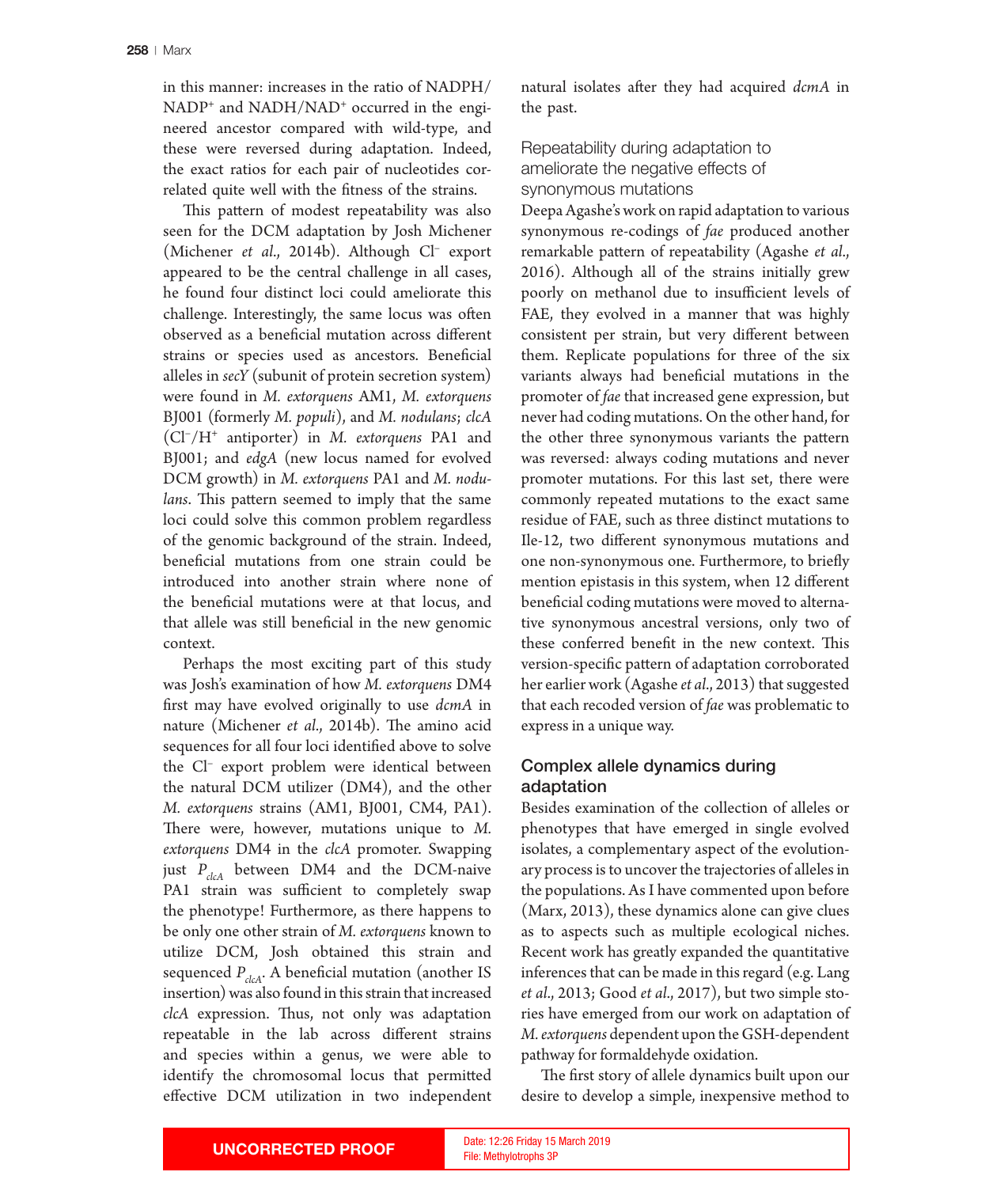in this manner: increases in the ratio of NADPH/$NADP^+$ and NADH/$NAD^+$ occurred in the engineered ancestor compared with wild-type, and these were reversed during adaptation. Indeed, the exact ratios for each pair of nucleotides correlated quite well with the fitness of the strains.

This pattern of modest repeatability was also seen for the DCM adaptation by Josh Michener (Michener *et al*., 2014b). Although $Cl^-$ export appeared to be the central challenge in all cases, he found four distinct loci could ameliorate this challenge. Interestingly, the same locus was often observed as a beneficial mutation across different strains or species used as ancestors. Beneficial alleles in *secY* (subunit of protein secretion system) were found in *M. extorquens* AM1, *M. extorquens* BJ001 (formerly *M. populi*), and *M. nodulans*; *clcA* ($Cl^-/H^+$ antiporter) in *M. extorquens* PA1 and BJ001; and *edgA* (new locus named for evolved DCM growth) in *M. extorquens* PA1 and *M. nodulans*. This pattern seemed to imply that the same loci could solve this common problem regardless of the genomic background of the strain. Indeed, beneficial mutations from one strain could be introduced into another strain where none of the beneficial mutations were at that locus, and that allele was still beneficial in the new genomic context.

Perhaps the most exciting part of this study was Josh's examination of how *M. extorquens* DM4 first may have evolved originally to use *dcmA* in nature (Michener *et al*., 2014b). The amino acid sequences for all four loci identified above to solve the $Cl^-$ export problem were identical between the natural DCM utilizer (DM4), and the other *M. extorquens* strains (AM1, BJ001, CM4, PA1). There were, however, mutations unique to *M. extorquens* DM4 in the *clcA* promoter. Swapping just $P_{clcA}$ between DM4 and the DCM-naive PA1 strain was sufficient to completely swap the phenotype! Furthermore, as there happens to be only one other strain of *M. extorquens* known to utilize DCM, Josh obtained this strain and sequenced $P_{clcA}$. A beneficial mutation (another IS insertion) was also found in this strain that increased *clcA* expression. Thus, not only was adaptation repeatable in the lab across different strains and species within a genus, we were able to identify the chromosomal locus that permitted effective DCM utilization in two independent natural isolates after they had acquired *dcmA* in the past.

### Repeatability during adaptation to ameliorate the negative effects of synonymous mutations

Deepa Agashe's work on rapid adaptation to various synonymous re-codings of *fae* produced another remarkable pattern of repeatability (Agashe *et al*., 2016). Although all of the strains initially grew poorly on methanol due to insufficient levels of FAE, they evolved in a manner that was highly consistent per strain, but very different between them. Replicate populations for three of the six variants always had beneficial mutations in the promoter of *fae* that increased gene expression, but never had coding mutations. On the other hand, for the other three synonymous variants the pattern was reversed: always coding mutations and never promoter mutations. For this last set, there were commonly repeated mutations to the exact same residue of FAE, such as three distinct mutations to Ile-12, two different synonymous mutations and one non-synonymous one. Furthermore, to briefly mention epistasis in this system, when 12 different beneficial coding mutations were moved to alternative synonymous ancestral versions, only two of these conferred benefit in the new context. This version-specific pattern of adaptation corroborated her earlier work (Agashe *et al*., 2013) that suggested that each recoded version of *fae* was problematic to express in a unique way.

## Complex allele dynamics during adaptation

Besides examination of the collection of alleles or phenotypes that have emerged in single evolved isolates, a complementary aspect of the evolutionary process is to uncover the trajectories of alleles in the populations. As I have commented upon before (Marx, 2013), these dynamics alone can give clues as to aspects such as multiple ecological niches. Recent work has greatly expanded the quantitative inferences that can be made in this regard (e.g. Lang *et al*., 2013; Good *et al*., 2017), but two simple stories have emerged from our work on adaptation of *M. extorquens* dependent upon the GSH-dependent pathway for formaldehyde oxidation.

The first story of allele dynamics built upon our desire to develop a simple, inexpensive method to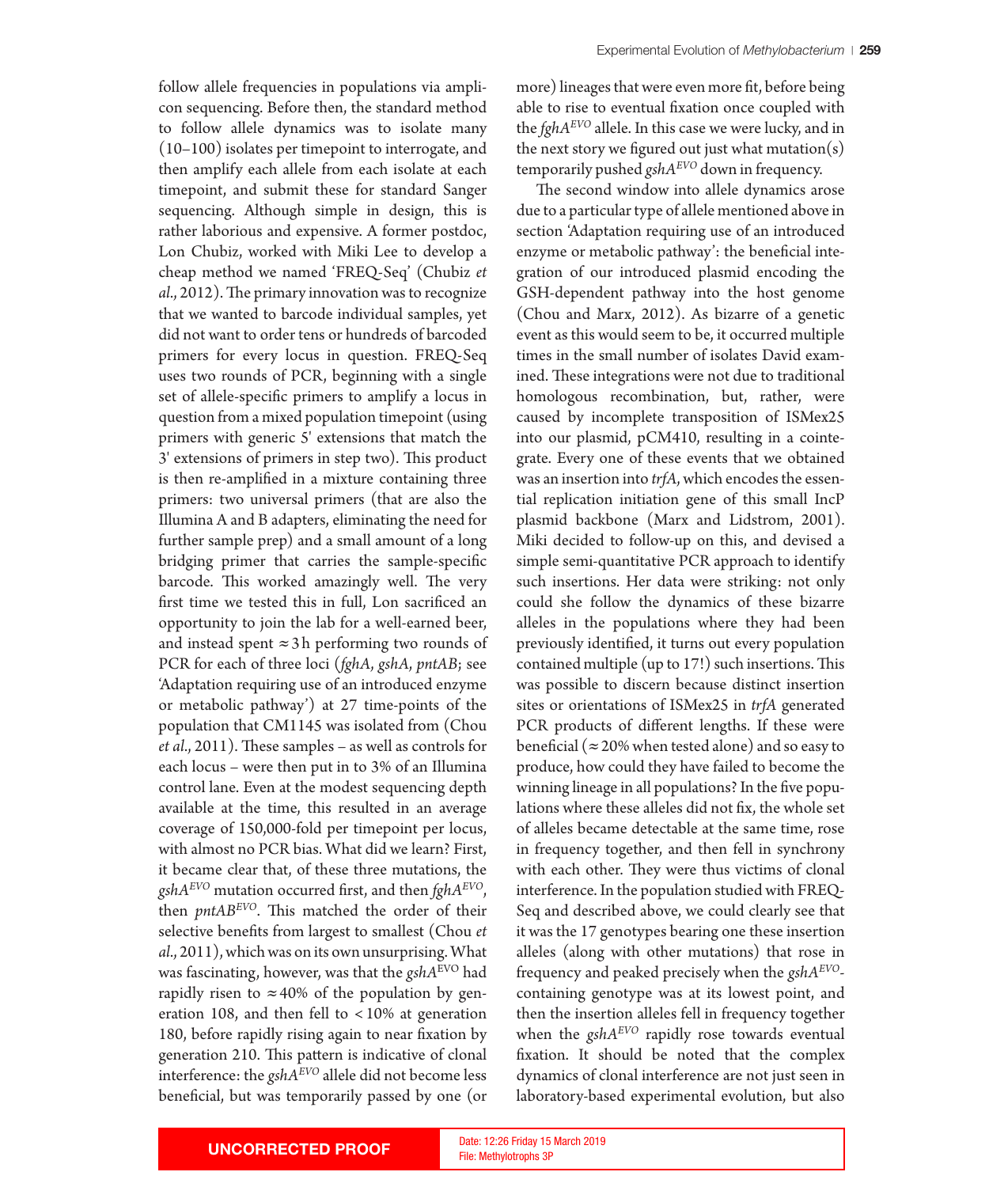follow allele frequencies in populations via amplicon sequencing. Before then, the standard method to follow allele dynamics was to isolate many (10–100) isolates per timepoint to interrogate, and then amplify each allele from each isolate at each timepoint, and submit these for standard Sanger sequencing. Although simple in design, this is rather laborious and expensive. A former postdoc, Lon Chubiz, worked with Miki Lee to develop a cheap method we named 'FREQ-Seq' (Chubiz *et al.*, 2012). The primary innovation was to recognize that we wanted to barcode individual samples, yet did not want to order tens or hundreds of barcoded primers for every locus in question. FREQ-Seq uses two rounds of PCR, beginning with a single set of allele-specific primers to amplify a locus in question from a mixed population timepoint (using primers with generic 5' extensions that match the 3' extensions of primers in step two). This product is then re-amplified in a mixture containing three primers: two universal primers (that are also the Illumina A and B adapters, eliminating the need for further sample prep) and a small amount of a long bridging primer that carries the sample-specific barcode. This worked amazingly well. The very first time we tested this in full, Lon sacrificed an opportunity to join the lab for a well-earned beer, and instead spent ≈ 3 h performing two rounds of PCR for each of three loci (*fghA*, *gshA*, *pntAB*; see 'Adaptation requiring use of an introduced enzyme or metabolic pathway') at 27 time-points of the population that CM1145 was isolated from (Chou *et al.*, 2011). These samples – as well as controls for each locus – were then put in to 3% of an Illumina control lane. Even at the modest sequencing depth available at the time, this resulted in an average coverage of 150,000-fold per timepoint per locus, with almost no PCR bias. What did we learn? First, it became clear that, of these three mutations, the *gshA*$^{EVO}$ mutation occurred first, and then *fghA*$^{EVO}$, then *pntAB*$^{EVO}$. This matched the order of their selective benefits from largest to smallest (Chou *et al.*, 2011), which was on its own unsurprising. What was fascinating, however, was that the *gshA*$^{EVO}$ had rapidly risen to ≈ 40% of the population by generation 108, and then fell to < 10% at generation 180, before rapidly rising again to near fixation by generation 210. This pattern is indicative of clonal interference: the *gshA*$^{EVO}$ allele did not become less beneficial, but was temporarily passed by one (or more) lineages that were even more fit, before being able to rise to eventual fixation once coupled with the *fghA*$^{EVO}$ allele. In this case we were lucky, and in the next story we figured out just what mutation(s) temporarily pushed *gshA*$^{EVO}$ down in frequency.

The second window into allele dynamics arose due to a particular type of allele mentioned above in section 'Adaptation requiring use of an introduced enzyme or metabolic pathway': the beneficial integration of our introduced plasmid encoding the GSH-dependent pathway into the host genome (Chou and Marx, 2012). As bizarre of a genetic event as this would seem to be, it occurred multiple times in the small number of isolates David examined. These integrations were not due to traditional homologous recombination, but, rather, were caused by incomplete transposition of ISMex25 into our plasmid, pCM410, resulting in a cointegrate. Every one of these events that we obtained was an insertion into *trfA*, which encodes the essential replication initiation gene of this small IncP plasmid backbone (Marx and Lidstrom, 2001). Miki decided to follow-up on this, and devised a simple semi-quantitative PCR approach to identify such insertions. Her data were striking: not only could she follow the dynamics of these bizarre alleles in the populations where they had been previously identified, it turns out every population contained multiple (up to 17!) such insertions. This was possible to discern because distinct insertion sites or orientations of ISMex25 in *trfA* generated PCR products of different lengths. If these were beneficial (≈ 20% when tested alone) and so easy to produce, how could they have failed to become the winning lineage in all populations? In the five populations where these alleles did not fix, the whole set of alleles became detectable at the same time, rose in frequency together, and then fell in synchrony with each other. They were thus victims of clonal interference. In the population studied with FREQ-Seq and described above, we could clearly see that it was the 17 genotypes bearing one these insertion alleles (along with other mutations) that rose in frequency and peaked precisely when the *gshA*$^{EVO}$-containing genotype was at its lowest point, and then the insertion alleles fell in frequency together when the *gshA*$^{EVO}$ rapidly rose towards eventual fixation. It should be noted that the complex dynamics of clonal interference are not just seen in laboratory-based experimental evolution, but also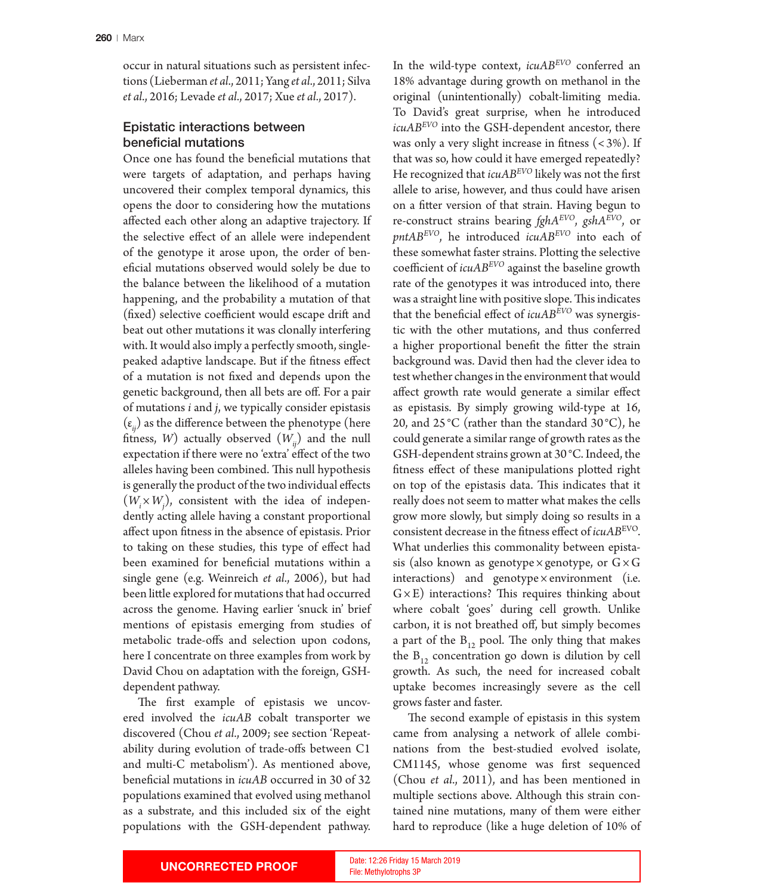occur in natural situations such as persistent infections (Lieberman *et al*., 2011; Yang *et al*., 2011; Silva *et al*., 2016; Levade *et al*., 2017; Xue *et al*., 2017).

## Epistatic interactions between beneficial mutations

Once one has found the beneficial mutations that were targets of adaptation, and perhaps having uncovered their complex temporal dynamics, this opens the door to considering how the mutations affected each other along an adaptive trajectory. If the selective effect of an allele were independent of the genotype it arose upon, the order of beneficial mutations observed would solely be due to the balance between the likelihood of a mutation happening, and the probability a mutation of that (fixed) selective coefficient would escape drift and beat out other mutations it was clonally interfering with. It would also imply a perfectly smooth, single-peaked adaptive landscape. But if the fitness effect of a mutation is not fixed and depends upon the genetic background, then all bets are off. For a pair of mutations *i* and *j*, we typically consider epistasis ($\varepsilon_{ij}$) as the difference between the phenotype (here fitness, $W$) actually observed ($W_{ij}$) and the null expectation if there were no 'extra' effect of the two alleles having been combined. This null hypothesis is generally the product of the two individual effects ($W_i \times W_j$), consistent with the idea of independently acting allele having a constant proportional affect upon fitness in the absence of epistasis. Prior to taking on these studies, this type of effect had been examined for beneficial mutations within a single gene (e.g. Weinreich *et al*., 2006), but had been little explored for mutations that had occurred across the genome. Having earlier 'snuck in' brief mentions of epistasis emerging from studies of metabolic trade-offs and selection upon codons, here I concentrate on three examples from work by David Chou on adaptation with the foreign, GSH-dependent pathway.

The first example of epistasis we uncovered involved the *icuAB* cobalt transporter we discovered (Chou *et al*., 2009; see section 'Repeatability during evolution of trade-offs between C1 and multi-C metabolism'). As mentioned above, beneficial mutations in *icuAB* occurred in 30 of 32 populations examined that evolved using methanol as a substrate, and this included six of the eight populations with the GSH-dependent pathway. In the wild-type context, *icuAB*$^{EVO}$ conferred an 18% advantage during growth on methanol in the original (unintentionally) cobalt-limiting media. To David's great surprise, when he introduced *icuAB*$^{EVO}$ into the GSH-dependent ancestor, there was only a very slight increase in fitness (< 3%). If that was so, how could it have emerged repeatedly? He recognized that *icuAB*$^{EVO}$ likely was not the first allele to arise, however, and thus could have arisen on a fitter version of that strain. Having begun to re-construct strains bearing *fghA*$^{EVO}$, *gshA*$^{EVO}$, or *pntAB*$^{EVO}$, he introduced *icuAB*$^{EVO}$ into each of these somewhat faster strains. Plotting the selective coefficient of *icuAB*$^{EVO}$ against the baseline growth rate of the genotypes it was introduced into, there was a straight line with positive slope. This indicates that the beneficial effect of *icuAB*$^{EVO}$ was synergistic with the other mutations, and thus conferred a higher proportional benefit the fitter the strain background was. David then had the clever idea to test whether changes in the environment that would affect growth rate would generate a similar effect as epistasis. By simply growing wild-type at 16, 20, and 25 °C (rather than the standard 30 °C), he could generate a similar range of growth rates as the GSH-dependent strains grown at 30 °C. Indeed, the fitness effect of these manipulations plotted right on top of the epistasis data. This indicates that it really does not seem to matter what makes the cells grow more slowly, but simply doing so results in a consistent decrease in the fitness effect of *icuAB*$^{EVO}$. What underlies this commonality between epistasis (also known as genotype × genotype, or G × G interactions) and genotype × environment (i.e. G × E) interactions? This requires thinking about where cobalt 'goes' during cell growth. Unlike carbon, it is not breathed off, but simply becomes a part of the $B_{12}$ pool. The only thing that makes the $B_{12}$ concentration go down is dilution by cell growth. As such, the need for increased cobalt uptake becomes increasingly severe as the cell grows faster and faster.

The second example of epistasis in this system came from analysing a network of allele combinations from the best-studied evolved isolate, CM1145, whose genome was first sequenced (Chou *et al*., 2011), and has been mentioned in multiple sections above. Although this strain contained nine mutations, many of them were either hard to reproduce (like a huge deletion of 10% of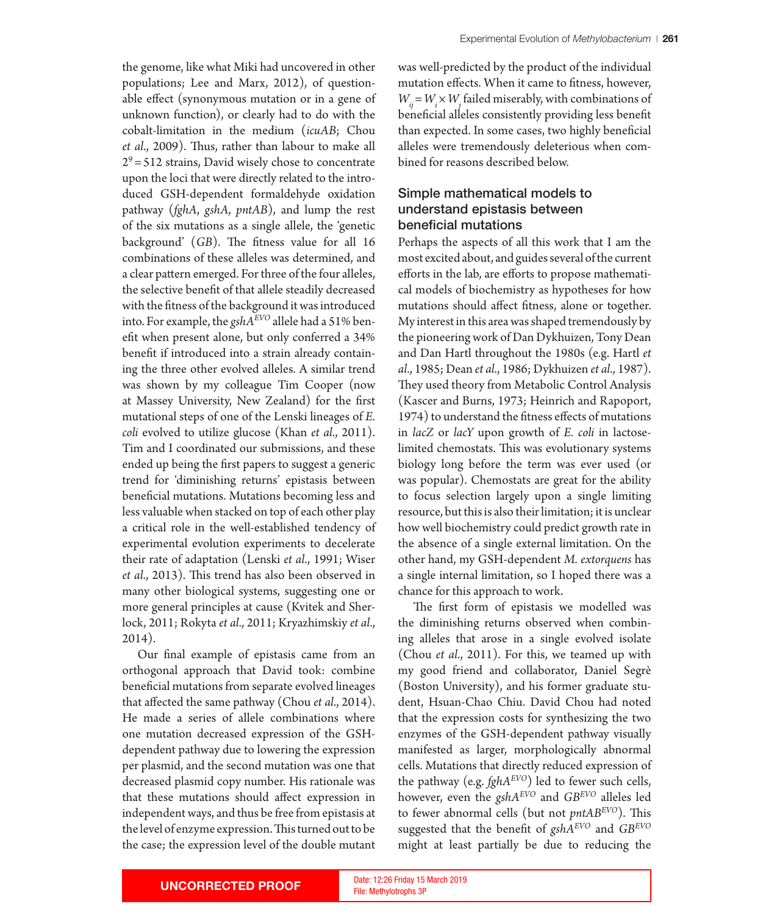the genome, like what Miki had uncovered in other populations; Lee and Marx, 2012), of questionable effect (synonymous mutation or in a gene of unknown function), or clearly had to do with the cobalt-limitation in the medium (*icuAB*; Chou *et al.*, 2009). Thus, rather than labour to make all $2^9 = 512$ strains, David wisely chose to concentrate upon the loci that were directly related to the introduced GSH-dependent formaldehyde oxidation pathway (*fghA*, *gshA*, *pntAB*), and lump the rest of the six mutations as a single allele, the 'genetic background' (*GB*). The fitness value for all 16 combinations of these alleles was determined, and a clear pattern emerged. For three of the four alleles, the selective benefit of that allele steadily decreased with the fitness of the background it was introduced into. For example, the $gshA^{EVO}$ allele had a 51% benefit when present alone, but only conferred a 34% benefit if introduced into a strain already containing the three other evolved alleles. A similar trend was shown by my colleague Tim Cooper (now at Massey University, New Zealand) for the first mutational steps of one of the Lenski lineages of *E. coli* evolved to utilize glucose (Khan *et al.*, 2011). Tim and I coordinated our submissions, and these ended up being the first papers to suggest a generic trend for 'diminishing returns' epistasis between beneficial mutations. Mutations becoming less and less valuable when stacked on top of each other play a critical role in the well-established tendency of experimental evolution experiments to decelerate their rate of adaptation (Lenski *et al.*, 1991; Wiser *et al.*, 2013). This trend has also been observed in many other biological systems, suggesting one or more general principles at cause (Kvitek and Sherlock, 2011; Rokyta *et al.*, 2011; Kryazhimskiy *et al.*, 2014).

Our final example of epistasis came from an orthogonal approach that David took: combine beneficial mutations from separate evolved lineages that affected the same pathway (Chou *et al.*, 2014). He made a series of allele combinations where one mutation decreased expression of the GSH-dependent pathway due to lowering the expression per plasmid, and the second mutation was one that decreased plasmid copy number. His rationale was that these mutations should affect expression in independent ways, and thus be free from epistasis at the level of enzyme expression. This turned out to be the case; the expression level of the double mutant was well-predicted by the product of the individual mutation effects. When it came to fitness, however, $W_{ij} = W_i \times W_j$ failed miserably, with combinations of beneficial alleles consistently providing less benefit than expected. In some cases, two highly beneficial alleles were tremendously deleterious when combined for reasons described below.

## Simple mathematical models to understand epistasis between beneficial mutations

Perhaps the aspects of all this work that I am the most excited about, and guides several of the current efforts in the lab, are efforts to propose mathematical models of biochemistry as hypotheses for how mutations should affect fitness, alone or together. My interest in this area was shaped tremendously by the pioneering work of Dan Dykhuizen, Tony Dean and Dan Hartl throughout the 1980s (e.g. Hartl *et al.*, 1985; Dean *et al.*, 1986; Dykhuizen *et al.*, 1987). They used theory from Metabolic Control Analysis (Kascer and Burns, 1973; Heinrich and Rapoport, 1974) to understand the fitness effects of mutations in *lacZ* or *lacY* upon growth of *E. coli* in lactose-limited chemostats. This was evolutionary systems biology long before the term was ever used (or was popular). Chemostats are great for the ability to focus selection largely upon a single limiting resource, but this is also their limitation; it is unclear how well biochemistry could predict growth rate in the absence of a single external limitation. On the other hand, my GSH-dependent *M. extorquens* has a single internal limitation, so I hoped there was a chance for this approach to work.

The first form of epistasis we modelled was the diminishing returns observed when combining alleles that arose in a single evolved isolate (Chou *et al.*, 2011). For this, we teamed up with my good friend and collaborator, Daniel Segrè (Boston University), and his former graduate student, Hsuan-Chao Chiu. David Chou had noted that the expression costs for synthesizing the two enzymes of the GSH-dependent pathway visually manifested as larger, morphologically abnormal cells. Mutations that directly reduced expression of the pathway (e.g. $fghA^{EVO}$) led to fewer such cells, however, even the $gshA^{EVO}$ and $GB^{EVO}$ alleles led to fewer abnormal cells (but not $pntAB^{EVO}$). This suggested that the benefit of $gshA^{EVO}$ and $GB^{EVO}$ might at least partially be due to reducing the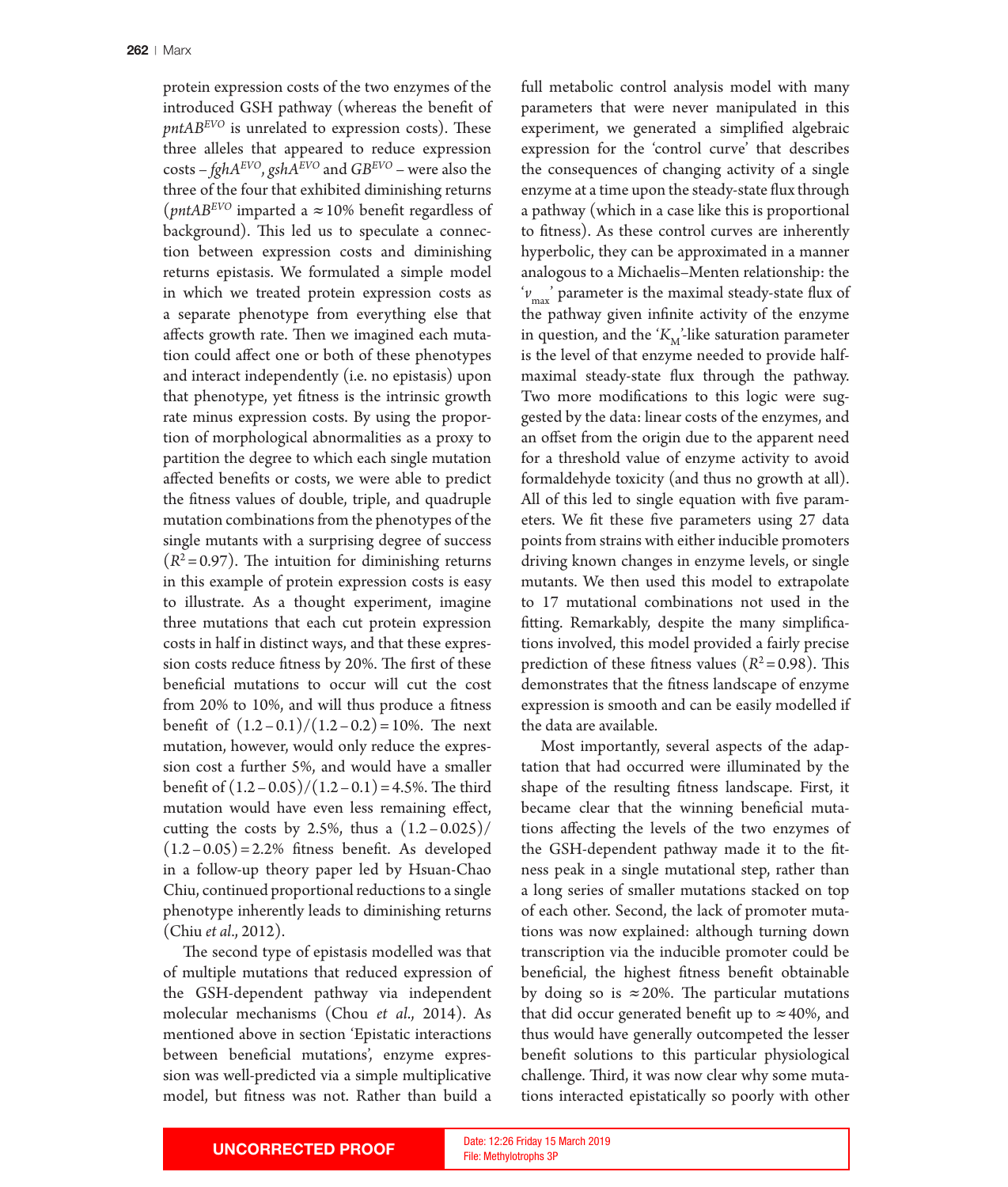protein expression costs of the two enzymes of the introduced GSH pathway (whereas the benefit of *pntAB*$^{EVO}$ is unrelated to expression costs). These three alleles that appeared to reduce expression costs – *fghA*$^{EVO}$, *gshA*$^{EVO}$ and *GB*$^{EVO}$ – were also the three of the four that exhibited diminishing returns (*pntAB*$^{EVO}$ imparted a ≈10% benefit regardless of background). This led us to speculate a connection between expression costs and diminishing returns epistasis. We formulated a simple model in which we treated protein expression costs as a separate phenotype from everything else that affects growth rate. Then we imagined each mutation could affect one or both of these phenotypes and interact independently (i.e. no epistasis) upon that phenotype, yet fitness is the intrinsic growth rate minus expression costs. By using the proportion of morphological abnormalities as a proxy to partition the degree to which each single mutation affected benefits or costs, we were able to predict the fitness values of double, triple, and quadruple mutation combinations from the phenotypes of the single mutants with a surprising degree of success ($R^2 = 0.97$). The intuition for diminishing returns in this example of protein expression costs is easy to illustrate. As a thought experiment, imagine three mutations that each cut protein expression costs in half in distinct ways, and that these expression costs reduce fitness by 20%. The first of these beneficial mutations to occur will cut the cost from 20% to 10%, and will thus produce a fitness benefit of $(1.2 - 0.1)/(1.2 - 0.2) = 10\%$. The next mutation, however, would only reduce the expression cost a further 5%, and would have a smaller benefit of $(1.2 - 0.05)/(1.2 - 0.1) = 4.5\%$. The third mutation would have even less remaining effect, cutting the costs by 2.5%, thus a $(1.2 - 0.025)/(1.2 - 0.05) = 2.2\%$ fitness benefit. As developed in a follow-up theory paper led by Hsuan-Chao Chiu, continued proportional reductions to a single phenotype inherently leads to diminishing returns (Chiu *et al*., 2012).

The second type of epistasis modelled was that of multiple mutations that reduced expression of the GSH-dependent pathway via independent molecular mechanisms (Chou *et al*., 2014). As mentioned above in section 'Epistatic interactions between beneficial mutations', enzyme expression was well-predicted via a simple multiplicative model, but fitness was not. Rather than build a full metabolic control analysis model with many parameters that were never manipulated in this experiment, we generated a simplified algebraic expression for the 'control curve' that describes the consequences of changing activity of a single enzyme at a time upon the steady-state flux through a pathway (which in a case like this is proportional to fitness). As these control curves are inherently hyperbolic, they can be approximated in a manner analogous to a Michaelis–Menten relationship: the '$v_{max}$' parameter is the maximal steady-state flux of the pathway given infinite activity of the enzyme in question, and the '$K_M$'-like saturation parameter is the level of that enzyme needed to provide half-maximal steady-state flux through the pathway. Two more modifications to this logic were suggested by the data: linear costs of the enzymes, and an offset from the origin due to the apparent need for a threshold value of enzyme activity to avoid formaldehyde toxicity (and thus no growth at all). All of this led to single equation with five parameters. We fit these five parameters using 27 data points from strains with either inducible promoters driving known changes in enzyme levels, or single mutants. We then used this model to extrapolate to 17 mutational combinations not used in the fitting. Remarkably, despite the many simplifications involved, this model provided a fairly precise prediction of these fitness values ($R^2 = 0.98$). This demonstrates that the fitness landscape of enzyme expression is smooth and can be easily modelled if the data are available.

Most importantly, several aspects of the adaptation that had occurred were illuminated by the shape of the resulting fitness landscape. First, it became clear that the winning beneficial mutations affecting the levels of the two enzymes of the GSH-dependent pathway made it to the fitness peak in a single mutational step, rather than a long series of smaller mutations stacked on top of each other. Second, the lack of promoter mutations was now explained: although turning down transcription via the inducible promoter could be beneficial, the highest fitness benefit obtainable by doing so is ≈20%. The particular mutations that did occur generated benefit up to ≈40%, and thus would have generally outcompeted the lesser benefit solutions to this particular physiological challenge. Third, it was now clear why some mutations interacted epistatically so poorly with other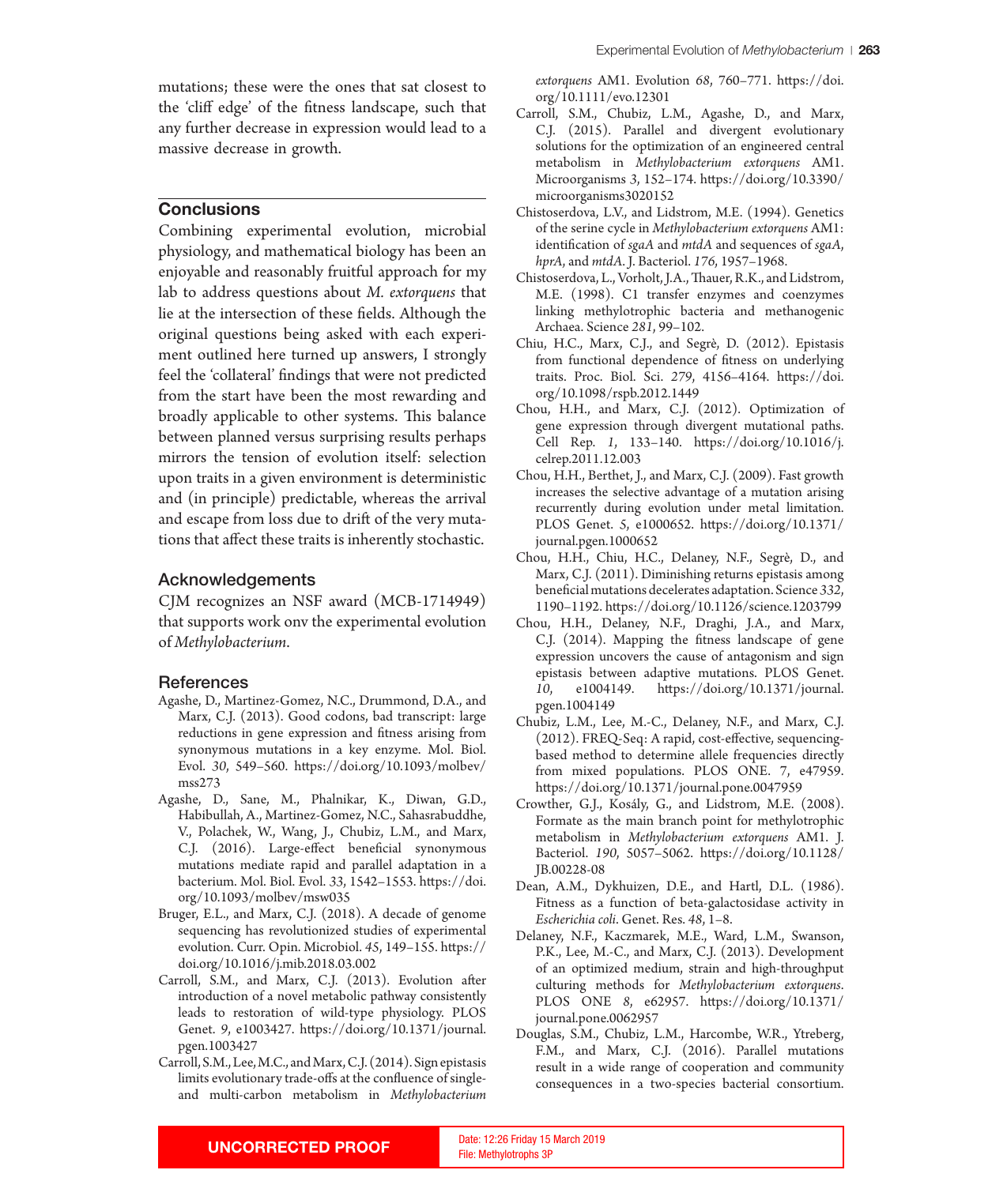mutations; these were the ones that sat closest to the 'cliff edge' of the fitness landscape, such that any further decrease in expression would lead to a massive decrease in growth.

## Conclusions

Combining experimental evolution, microbial physiology, and mathematical biology has been an enjoyable and reasonably fruitful approach for my lab to address questions about *M. extorquens* that lie at the intersection of these fields. Although the original questions being asked with each experiment outlined here turned up answers, I strongly feel the 'collateral' findings that were not predicted from the start have been the most rewarding and broadly applicable to other systems. This balance between planned versus surprising results perhaps mirrors the tension of evolution itself: selection upon traits in a given environment is deterministic and (in principle) predictable, whereas the arrival and escape from loss due to drift of the very mutations that affect these traits is inherently stochastic.

## Acknowledgements

CJM recognizes an NSF award (MCB-1714949) that supports work onv the experimental evolution of *Methylobacterium*.

## References

Agashe, D., Martinez-Gomez, N.C., Drummond, D.A., and Marx, C.J. (2013). Good codons, bad transcript: large reductions in gene expression and fitness arising from synonymous mutations in a key enzyme. Mol. Biol. Evol. *30*, 549–560. https://doi.org/10.1093/molbev/mss273

Agashe, D., Sane, M., Phalnikar, K., Diwan, G.D., Habibullah, A., Martinez-Gomez, N.C., Sahasrabuddhe, V., Polachek, W., Wang, J., Chubiz, L.M., and Marx, C.J. (2016). Large-effect beneficial synonymous mutations mediate rapid and parallel adaptation in a bacterium. Mol. Biol. Evol. *33*, 1542–1553. https://doi.org/10.1093/molbev/msw035

Bruger, E.L., and Marx, C.J. (2018). A decade of genome sequencing has revolutionized studies of experimental evolution. Curr. Opin. Microbiol. *45*, 149–155. https://doi.org/10.1016/j.mib.2018.03.002

Carroll, S.M., and Marx, C.J. (2013). Evolution after introduction of a novel metabolic pathway consistently leads to restoration of wild-type physiology. PLOS Genet. *9*, e1003427. https://doi.org/10.1371/journal.pgen.1003427

Carroll, S.M., Lee, M.C., and Marx, C.J. (2014). Sign epistasis limits evolutionary trade-offs at the confluence of single- and multi-carbon metabolism in *Methylobacterium extorquens* AM1. Evolution *68*, 760–771. https://doi.org/10.1111/evo.12301

Carroll, S.M., Chubiz, L.M., Agashe, D., and Marx, C.J. (2015). Parallel and divergent evolutionary solutions for the optimization of an engineered central metabolism in *Methylobacterium extorquens* AM1. Microorganisms *3*, 152–174. https://doi.org/10.3390/microorganisms3020152

Chistoserdova, L.V., and Lidstrom, M.E. (1994). Genetics of the serine cycle in *Methylobacterium extorquens* AM1: identification of *sgaA* and *mtdA* and sequences of *sgaA*, *hprA*, and *mtdA*. J. Bacteriol. *176*, 1957–1968.

Chistoserdova, L., Vorholt, J.A., Thauer, R.K., and Lidstrom, M.E. (1998). C1 transfer enzymes and coenzymes linking methylotrophic bacteria and methanogenic Archaea. Science *281*, 99–102.

Chiu, H.C., Marx, C.J., and Segrè, D. (2012). Epistasis from functional dependence of fitness on underlying traits. Proc. Biol. Sci. *279*, 4156–4164. https://doi.org/10.1098/rspb.2012.1449

Chou, H.H., and Marx, C.J. (2012). Optimization of gene expression through divergent mutational paths. Cell Rep. *1*, 133–140. https://doi.org/10.1016/j.celrep.2011.12.003

Chou, H.H., Berthet, J., and Marx, C.J. (2009). Fast growth increases the selective advantage of a mutation arising recurrently during evolution under metal limitation. PLOS Genet. *5*, e1000652. https://doi.org/10.1371/journal.pgen.1000652

Chou, H.H., Chiu, H.C., Delaney, N.F., Segrè, D., and Marx, C.J. (2011). Diminishing returns epistasis among beneficial mutations decelerates adaptation. Science *332*, 1190–1192. https://doi.org/10.1126/science.1203799

Chou, H.H., Delaney, N.F., Draghi, J.A., and Marx, C.J. (2014). Mapping the fitness landscape of gene expression uncovers the cause of antagonism and sign epistasis between adaptive mutations. PLOS Genet. *10*, e1004149. https://doi.org/10.1371/journal.pgen.1004149

Chubiz, L.M., Lee, M.-C., Delaney, N.F., and Marx, C.J. (2012). FREQ-Seq: A rapid, cost-effective, sequencing-based method to determine allele frequencies directly from mixed populations. PLOS ONE. 7, e47959. https://doi.org/10.1371/journal.pone.0047959

Crowther, G.J., Kosály, G., and Lidstrom, M.E. (2008). Formate as the main branch point for methylotrophic metabolism in *Methylobacterium extorquens* AM1. J. Bacteriol. *190*, 5057–5062. https://doi.org/10.1128/JB.00228-08

Dean, A.M., Dykhuizen, D.E., and Hartl, D.L. (1986). Fitness as a function of beta-galactosidase activity in *Escherichia coli*. Genet. Res. *48*, 1–8.

Delaney, N.F., Kaczmarek, M.E., Ward, L.M., Swanson, P.K., Lee, M.-C., and Marx, C.J. (2013). Development of an optimized medium, strain and high-throughput culturing methods for *Methylobacterium extorquens*. PLOS ONE *8*, e62957. https://doi.org/10.1371/journal.pone.0062957

Douglas, S.M., Chubiz, L.M., Harcombe, W.R., Ytreberg, F.M., and Marx, C.J. (2016). Parallel mutations result in a wide range of cooperation and community consequences in a two-species bacterial consortium.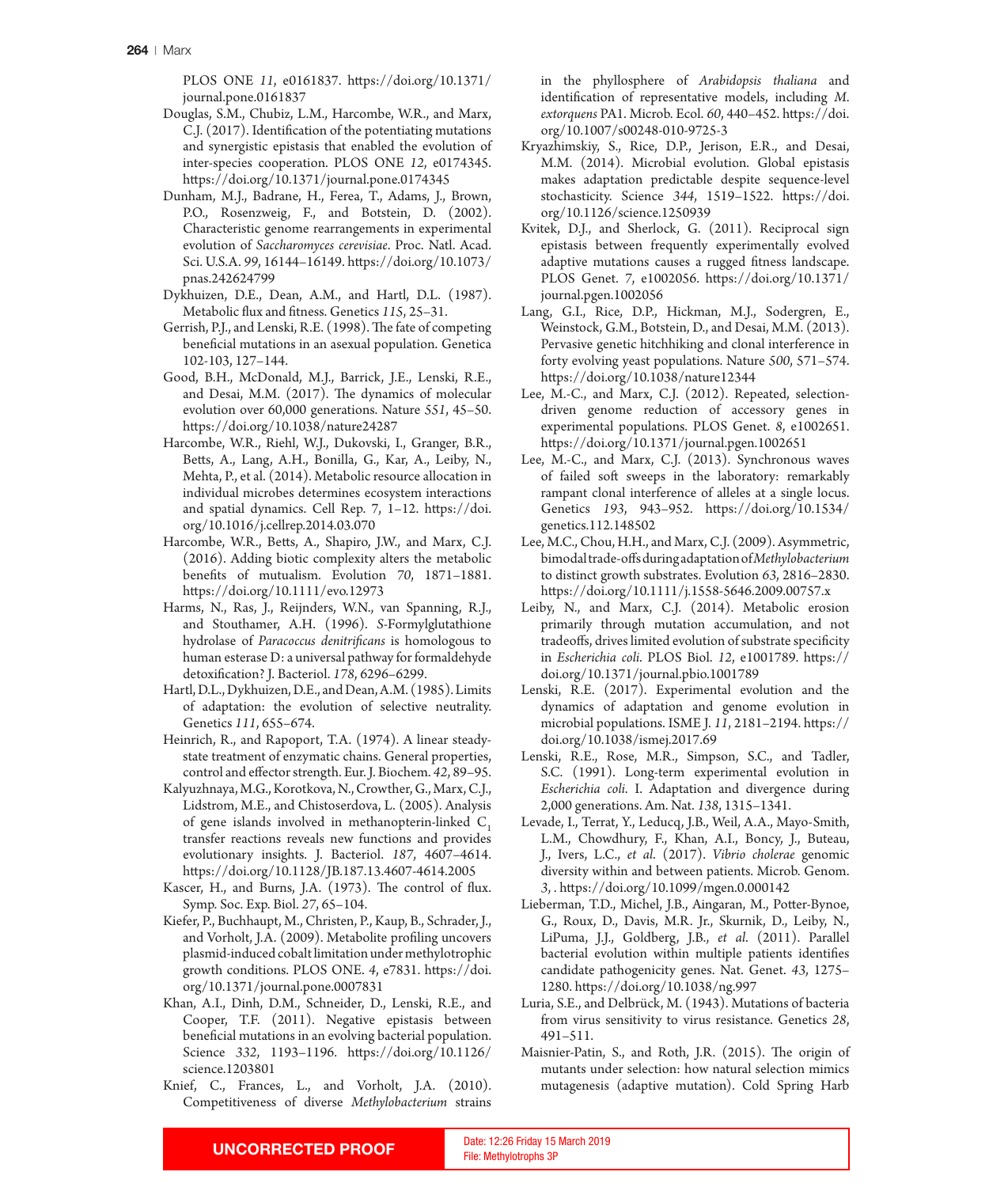PLOS ONE *11*, e0161837. https://doi.org/10.1371/journal.pone.0161837

Douglas, S.M., Chubiz, L.M., Harcombe, W.R., and Marx, C.J. (2017). Identification of the potentiating mutations and synergistic epistasis that enabled the evolution of inter-species cooperation. PLOS ONE *12*, e0174345. https://doi.org/10.1371/journal.pone.0174345

Dunham, M.J., Badrane, H., Ferea, T., Adams, J., Brown, P.O., Rosenzweig, F., and Botstein, D. (2002). Characteristic genome rearrangements in experimental evolution of *Saccharomyces cerevisiae*. Proc. Natl. Acad. Sci. U.S.A. *99*, 16144–16149. https://doi.org/10.1073/pnas.242624799

Dykhuizen, D.E., Dean, A.M., and Hartl, D.L. (1987). Metabolic flux and fitness. Genetics *115*, 25–31.

Gerrish, P.J., and Lenski, R.E. (1998). The fate of competing beneficial mutations in an asexual population. Genetica 102-103, 127–144.

Good, B.H., McDonald, M.J., Barrick, J.E., Lenski, R.E., and Desai, M.M. (2017). The dynamics of molecular evolution over 60,000 generations. Nature *551*, 45–50. https://doi.org/10.1038/nature24287

Harcombe, W.R., Riehl, W.J., Dukovski, I., Granger, B.R., Betts, A., Lang, A.H., Bonilla, G., Kar, A., Leiby, N., Mehta, P., et al. (2014). Metabolic resource allocation in individual microbes determines ecosystem interactions and spatial dynamics. Cell Rep. *7*, 1–12. https://doi.org/10.1016/j.cellrep.2014.03.070

Harcombe, W.R., Betts, A., Shapiro, J.W., and Marx, C.J. (2016). Adding biotic complexity alters the metabolic benefits of mutualism. Evolution *70*, 1871–1881. https://doi.org/10.1111/evo.12973

Harms, N., Ras, J., Reijnders, W.N., van Spanning, R.J., and Stouthamer, A.H. (1996). *S*-Formylglutathione hydrolase of *Paracoccus denitrificans* is homologous to human esterase D: a universal pathway for formaldehyde detoxification? J. Bacteriol. *178*, 6296–6299.

Hartl, D.L., Dykhuizen, D.E., and Dean, A.M. (1985). Limits of adaptation: the evolution of selective neutrality. Genetics *111*, 655–674.

Heinrich, R., and Rapoport, T.A. (1974). A linear steady-state treatment of enzymatic chains. General properties, control and effector strength. Eur. J. Biochem. *42*, 89–95.

Kalyuzhnaya, M.G., Korotkova, N., Crowther, G., Marx, C.J., Lidstrom, M.E., and Chistoserdova, L. (2005). Analysis of gene islands involved in methanopterin-linked $C_1$ transfer reactions reveals new functions and provides evolutionary insights. J. Bacteriol. *187*, 4607–4614. https://doi.org/10.1128/JB.187.13.4607-4614.2005

Kascer, H., and Burns, J.A. (1973). The control of flux. Symp. Soc. Exp. Biol. *27*, 65–104.

Kiefer, P., Buchhaupt, M., Christen, P., Kaup, B., Schrader, J., and Vorholt, J.A. (2009). Metabolite profiling uncovers plasmid-induced cobalt limitation under methylotrophic growth conditions. PLOS ONE. *4*, e7831. https://doi.org/10.1371/journal.pone.0007831

Khan, A.I., Dinh, D.M., Schneider, D., Lenski, R.E., and Cooper, T.F. (2011). Negative epistasis between beneficial mutations in an evolving bacterial population. Science *332*, 1193–1196. https://doi.org/10.1126/science.1203801

Knief, C., Frances, L., and Vorholt, J.A. (2010). Competitiveness of diverse *Methylobacterium* strains in the phyllosphere of *Arabidopsis thaliana* and identification of representative models, including *M. extorquens* PA1. Microb. Ecol. *60*, 440–452. https://doi.org/10.1007/s00248-010-9725-3

Kryazhimskiy, S., Rice, D.P., Jerison, E.R., and Desai, M.M. (2014). Microbial evolution. Global epistasis makes adaptation predictable despite sequence-level stochasticity. Science *344*, 1519–1522. https://doi.org/10.1126/science.1250939

Kvitek, D.J., and Sherlock, G. (2011). Reciprocal sign epistasis between frequently experimentally evolved adaptive mutations causes a rugged fitness landscape. PLOS Genet. *7*, e1002056. https://doi.org/10.1371/journal.pgen.1002056

Lang, G.I., Rice, D.P., Hickman, M.J., Sodergren, E., Weinstock, G.M., Botstein, D., and Desai, M.M. (2013). Pervasive genetic hitchhiking and clonal interference in forty evolving yeast populations. Nature *500*, 571–574. https://doi.org/10.1038/nature12344

Lee, M.-C., and Marx, C.J. (2012). Repeated, selection-driven genome reduction of accessory genes in experimental populations. PLOS Genet. *8*, e1002651. https://doi.org/10.1371/journal.pgen.1002651

Lee, M.-C., and Marx, C.J. (2013). Synchronous waves of failed soft sweeps in the laboratory: remarkably rampant clonal interference of alleles at a single locus. Genetics *193*, 943–952. https://doi.org/10.1534/genetics.112.148502

Lee, M.C., Chou, H.H., and Marx, C.J. (2009). Asymmetric, bimodal trade-offs during adaptation of *Methylobacterium* to distinct growth substrates. Evolution *63*, 2816–2830. https://doi.org/10.1111/j.1558-5646.2009.00757.x

Leiby, N., and Marx, C.J. (2014). Metabolic erosion primarily through mutation accumulation, and not tradeoffs, drives limited evolution of substrate specificity in *Escherichia coli*. PLOS Biol. *12*, e1001789. https://doi.org/10.1371/journal.pbio.1001789

Lenski, R.E. (2017). Experimental evolution and the dynamics of adaptation and genome evolution in microbial populations. ISME J. *11*, 2181–2194. https://doi.org/10.1038/ismej.2017.69

Lenski, R.E., Rose, M.R., Simpson, S.C., and Tadler, S.C. (1991). Long-term experimental evolution in *Escherichia coli*. I. Adaptation and divergence during 2,000 generations. Am. Nat. *138*, 1315–1341.

Levade, I., Terrat, Y., Leducq, J.B., Weil, A.A., Mayo-Smith, L.M., Chowdhury, F., Khan, A.I., Boncy, J., Buteau, J., Ivers, L.C., *et al*. (2017). *Vibrio cholerae* genomic diversity within and between patients. Microb. Genom. *3*, . https://doi.org/10.1099/mgen.0.000142

Lieberman, T.D., Michel, J.B., Aingaran, M., Potter-Bynoe, G., Roux, D., Davis, M.R. Jr., Skurnik, D., Leiby, N., LiPuma, J.J., Goldberg, J.B., *et al.* (2011). Parallel bacterial evolution within multiple patients identifies candidate pathogenicity genes. Nat. Genet. *43*, 1275–1280. https://doi.org/10.1038/ng.997

Luria, S.E., and Delbrück, M. (1943). Mutations of bacteria from virus sensitivity to virus resistance. Genetics *28*, 491–511.

Maisnier-Patin, S., and Roth, J.R. (2015). The origin of mutants under selection: how natural selection mimics mutagenesis (adaptive mutation). Cold Spring Harb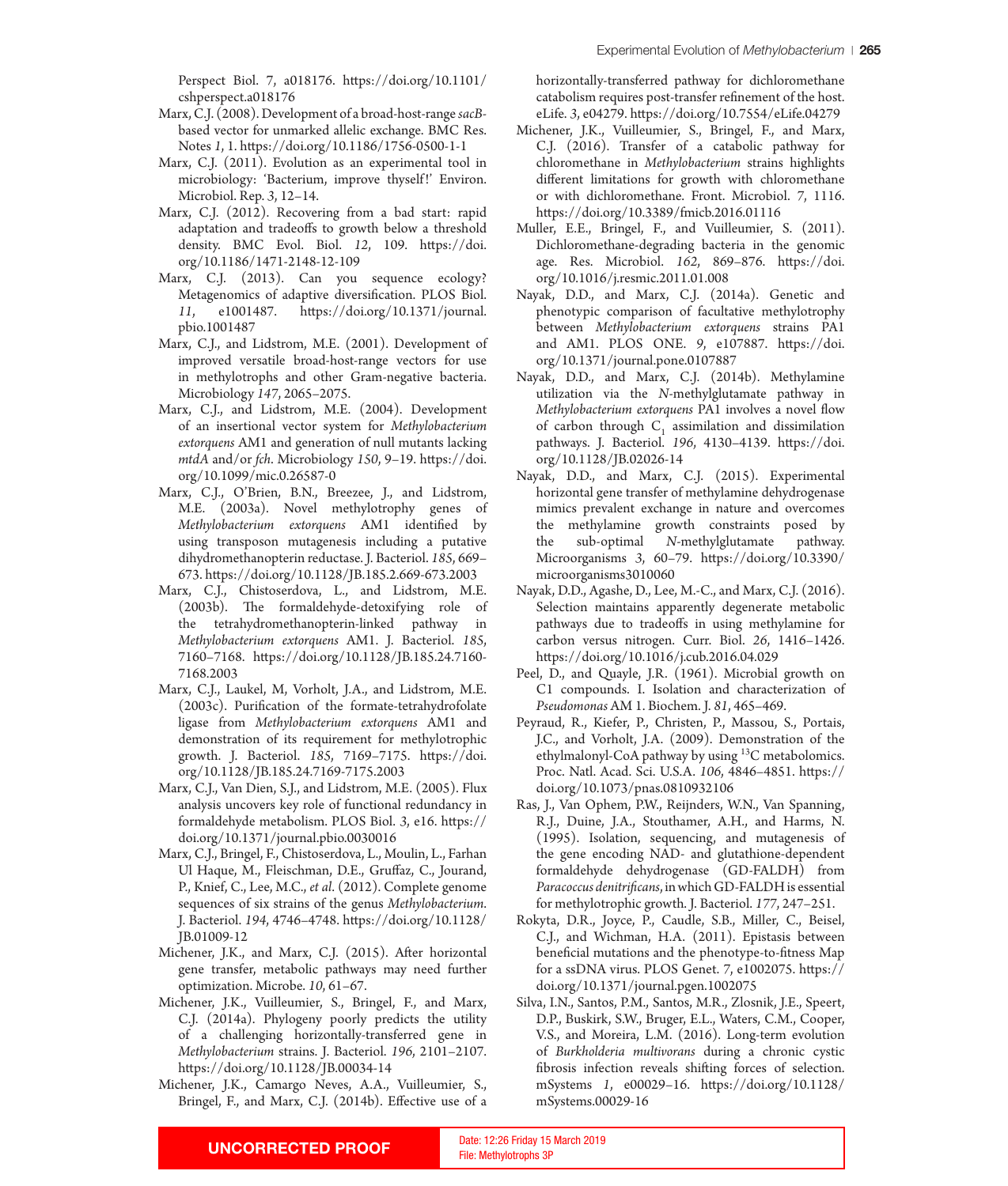Perspect Biol. 7, a018176. https://doi.org/10.1101/cshperspect.a018176

Marx, C.J. (2008). Development of a broad-host-range *sacB*-based vector for unmarked allelic exchange. BMC Res. Notes *1*, 1. https://doi.org/10.1186/1756-0500-1-1

Marx, C.J. (2011). Evolution as an experimental tool in microbiology: 'Bacterium, improve thyself!' Environ. Microbiol. Rep. 3, 12–14.

Marx, C.J. (2012). Recovering from a bad start: rapid adaptation and tradeoffs to growth below a threshold density. BMC Evol. Biol. *12*, 109. https://doi.org/10.1186/1471-2148-12-109

Marx, C.J. (2013). Can you sequence ecology? Metagenomics of adaptive diversification. PLOS Biol. *11*, e1001487. https://doi.org/10.1371/journal.pbio.1001487

Marx, C.J., and Lidstrom, M.E. (2001). Development of improved versatile broad-host-range vectors for use in methylotrophs and other Gram-negative bacteria. Microbiology *147*, 2065–2075.

Marx, C.J., and Lidstrom, M.E. (2004). Development of an insertional vector system for *Methylobacterium extorquens* AM1 and generation of null mutants lacking *mtdA* and/or *fch*. Microbiology *150*, 9–19. https://doi.org/10.1099/mic.0.26587-0

Marx, C.J., O'Brien, B.N., Breezee, J., and Lidstrom, M.E. (2003a). Novel methylotrophy genes of *Methylobacterium extorquens* AM1 identified by using transposon mutagenesis including a putative dihydromethanopterin reductase. J. Bacteriol. *185*, 669–673. https://doi.org/10.1128/JB.185.2.669-673.2003

Marx, C.J., Chistoserdova, L., and Lidstrom, M.E. (2003b). The formaldehyde-detoxifying role of the tetrahydromethanopterin-linked pathway in *Methylobacterium extorquens* AM1. J. Bacteriol. *185*, 7160–7168. https://doi.org/10.1128/JB.185.24.7160-7168.2003

Marx, C.J., Laukel, M, Vorholt, J.A., and Lidstrom, M.E. (2003c). Purification of the formate-tetrahydrofolate ligase from *Methylobacterium extorquens* AM1 and demonstration of its requirement for methylotrophic growth. J. Bacteriol. *185*, 7169–7175. https://doi.org/10.1128/JB.185.24.7169-7175.2003

Marx, C.J., Van Dien, S.J., and Lidstrom, M.E. (2005). Flux analysis uncovers key role of functional redundancy in formaldehyde metabolism. PLOS Biol. *3*, e16. https://doi.org/10.1371/journal.pbio.0030016

Marx, C.J., Bringel, F., Chistoserdova, L., Moulin, L., Farhan Ul Haque, M., Fleischman, D.E., Gruffaz, C., Jourand, P., Knief, C., Lee, M.C., *et al*. (2012). Complete genome sequences of six strains of the genus *Methylobacterium*. J. Bacteriol. *194*, 4746–4748. https://doi.org/10.1128/JB.01009-12

Michener, J.K., and Marx, C.J. (2015). After horizontal gene transfer, metabolic pathways may need further optimization. Microbe. *10*, 61–67.

Michener, J.K., Vuilleumier, S., Bringel, F., and Marx, C.J. (2014a). Phylogeny poorly predicts the utility of a challenging horizontally-transferred gene in *Methylobacterium* strains. J. Bacteriol. *196*, 2101–2107. https://doi.org/10.1128/JB.00034-14

Michener, J.K., Camargo Neves, A.A., Vuilleumier, S., Bringel, F., and Marx, C.J. (2014b). Effective use of a horizontally-transferred pathway for dichloromethane catabolism requires post-transfer refinement of the host. eLife. *3*, e04279. https://doi.org/10.7554/eLife.04279

Michener, J.K., Vuilleumier, S., Bringel, F., and Marx, C.J. (2016). Transfer of a catabolic pathway for chloromethane in *Methylobacterium* strains highlights different limitations for growth with chloromethane or with dichloromethane. Front. Microbiol. *7*, 1116. https://doi.org/10.3389/fmicb.2016.01116

Muller, E.E., Bringel, F., and Vuilleumier, S. (2011). Dichloromethane-degrading bacteria in the genomic age. Res. Microbiol. *162*, 869–876. https://doi.org/10.1016/j.resmic.2011.01.008

Nayak, D.D., and Marx, C.J. (2014a). Genetic and phenotypic comparison of facultative methylotrophy between *Methylobacterium extorquens* strains PA1 and AM1. PLOS ONE. *9*, e107887. https://doi.org/10.1371/journal.pone.0107887

Nayak, D.D., and Marx, C.J. (2014b). Methylamine utilization via the *N*-methylglutamate pathway in *Methylobacterium extorquens* PA1 involves a novel flow of carbon through $C_1$ assimilation and dissimilation pathways. J. Bacteriol. *196*, 4130–4139. https://doi.org/10.1128/JB.02026-14

Nayak, D.D., and Marx, C.J. (2015). Experimental horizontal gene transfer of methylamine dehydrogenase mimics prevalent exchange in nature and overcomes the methylamine growth constraints posed by the sub-optimal *N*-methylglutamate pathway. Microorganisms *3*, 60–79. https://doi.org/10.3390/microorganisms3010060

Nayak, D.D., Agashe, D., Lee, M.-C., and Marx, C.J. (2016). Selection maintains apparently degenerate metabolic pathways due to tradeoffs in using methylamine for carbon versus nitrogen. Curr. Biol. *26*, 1416–1426. https://doi.org/10.1016/j.cub.2016.04.029

Peel, D., and Quayle, J.R. (1961). Microbial growth on C1 compounds. I. Isolation and characterization of *Pseudomonas* AM 1. Biochem. J. *81*, 465–469.

Peyraud, R., Kiefer, P., Christen, P., Massou, S., Portais, J.C., and Vorholt, J.A. (2009). Demonstration of the ethylmalonyl-CoA pathway by using $^{13}C$ metabolomics. Proc. Natl. Acad. Sci. U.S.A. *106*, 4846–4851. https://doi.org/10.1073/pnas.0810932106

Ras, J., Van Ophem, P.W., Reijnders, W.N., Van Spanning, R.J., Duine, J.A., Stouthamer, A.H., and Harms, N. (1995). Isolation, sequencing, and mutagenesis of the gene encoding NAD- and glutathione-dependent formaldehyde dehydrogenase (GD-FALDH) from *Paracoccus denitrificans*, in which GD-FALDH is essential for methylotrophic growth. J. Bacteriol. *177*, 247–251.

Rokyta, D.R., Joyce, P., Caudle, S.B., Miller, C., Beisel, C.J., and Wichman, H.A. (2011). Epistasis between beneficial mutations and the phenotype-to-fitness Map for a ssDNA virus. PLOS Genet. *7*, e1002075. https://doi.org/10.1371/journal.pgen.1002075

Silva, I.N., Santos, P.M., Santos, M.R., Zlosnik, J.E., Speert, D.P., Buskirk, S.W., Bruger, E.L., Waters, C.M., Cooper, V.S., and Moreira, L.M. (2016). Long-term evolution of *Burkholderia multivorans* during a chronic cystic fibrosis infection reveals shifting forces of selection. mSystems *1*, e00029–16. https://doi.org/10.1128/mSystems.00029-16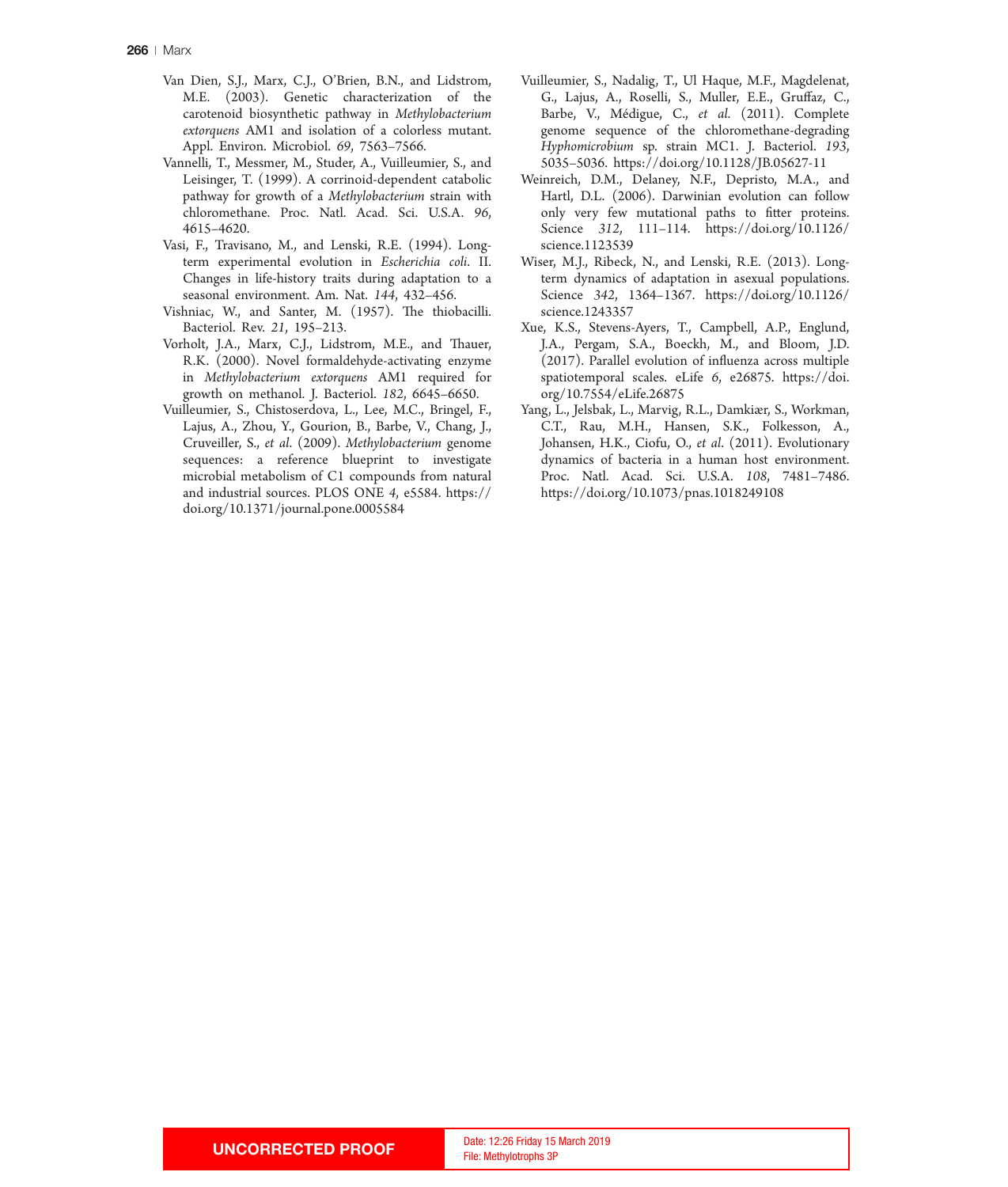Van Dien, S.J., Marx, C.J., O'Brien, B.N., and Lidstrom, M.E. (2003). Genetic characterization of the carotenoid biosynthetic pathway in *Methylobacterium extorquens* AM1 and isolation of a colorless mutant. Appl. Environ. Microbiol. *69*, 7563–7566.

Vannelli, T., Messmer, M., Studer, A., Vuilleumier, S., and Leisinger, T. (1999). A corrinoid-dependent catabolic pathway for growth of a *Methylobacterium* strain with chloromethane. Proc. Natl. Acad. Sci. U.S.A. *96*, 4615–4620.

Vasi, F., Travisano, M., and Lenski, R.E. (1994). Long-term experimental evolution in *Escherichia coli*. II. Changes in life-history traits during adaptation to a seasonal environment. Am. Nat. *144*, 432–456.

Vishniac, W., and Santer, M. (1957). The thiobacilli. Bacteriol. Rev. *21*, 195–213.

Vorholt, J.A., Marx, C.J., Lidstrom, M.E., and Thauer, R.K. (2000). Novel formaldehyde-activating enzyme in *Methylobacterium extorquens* AM1 required for growth on methanol. J. Bacteriol. *182*, 6645–6650.

Vuilleumier, S., Chistoserdova, L., Lee, M.C., Bringel, F., Lajus, A., Zhou, Y., Gourion, B., Barbe, V., Chang, J., Cruveiller, S., *et al.* (2009). *Methylobacterium* genome sequences: a reference blueprint to investigate microbial metabolism of C1 compounds from natural and industrial sources. PLOS ONE *4*, e5584. https://doi.org/10.1371/journal.pone.0005584

Vuilleumier, S., Nadalig, T., Ul Haque, M.F., Magdelenat, G., Lajus, A., Roselli, S., Muller, E.E., Gruffaz, C., Barbe, V., Médigue, C., *et al.* (2011). Complete genome sequence of the chloromethane-degrading *Hyphomicrobium* sp. strain MC1. J. Bacteriol. *193*, 5035–5036. https://doi.org/10.1128/JB.05627-11

Weinreich, D.M., Delaney, N.F., Depristo, M.A., and Hartl, D.L. (2006). Darwinian evolution can follow only very few mutational paths to fitter proteins. Science *312*, 111–114. https://doi.org/10.1126/science.1123539

Wiser, M.J., Ribeck, N., and Lenski, R.E. (2013). Long-term dynamics of adaptation in asexual populations. Science *342*, 1364–1367. https://doi.org/10.1126/science.1243357

Xue, K.S., Stevens-Ayers, T., Campbell, A.P., Englund, J.A., Pergam, S.A., Boeckh, M., and Bloom, J.D. (2017). Parallel evolution of influenza across multiple spatiotemporal scales. eLife *6*, e26875. https://doi.org/10.7554/eLife.26875

Yang, L., Jelsbak, L., Marvig, R.L., Damkiær, S., Workman, C.T., Rau, M.H., Hansen, S.K., Folkesson, A., Johansen, H.K., Ciofu, O., *et al.* (2011). Evolutionary dynamics of bacteria in a human host environment. Proc. Natl. Acad. Sci. U.S.A. *108*, 7481–7486. https://doi.org/10.1073/pnas.1018249108

UNCORRECTED PROOF

Date: 12:26 Friday 15 March 2019
File: Methylotrophs 3P